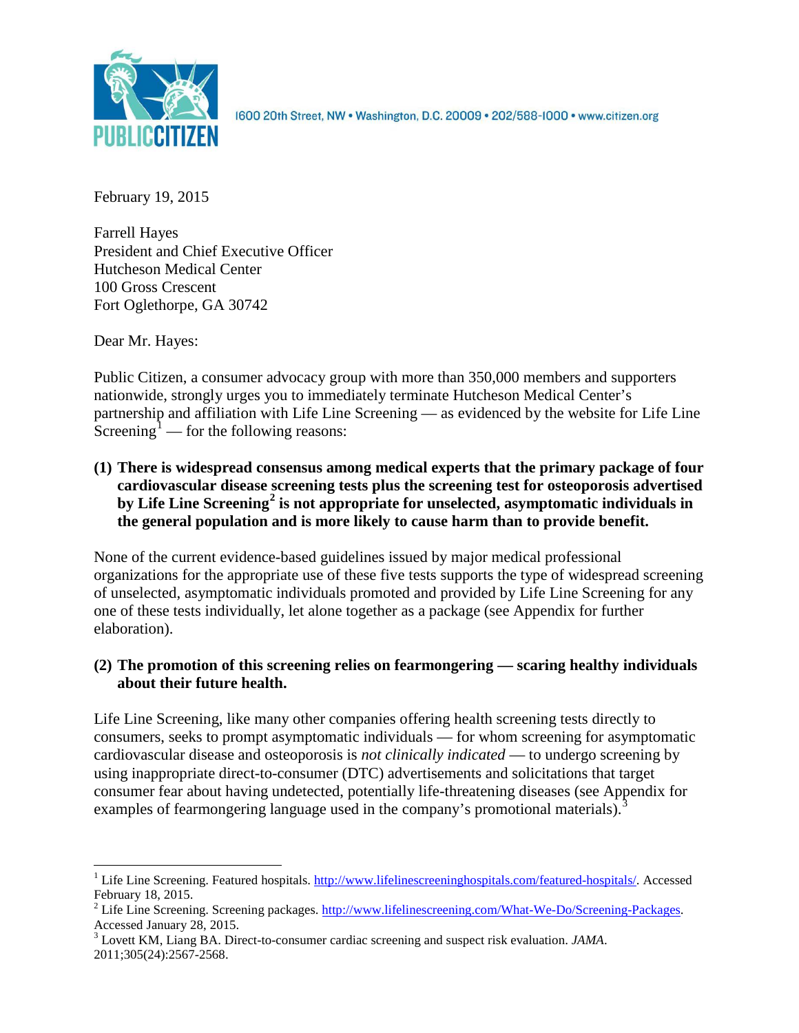PUBLIC CITIZEN

1600 20th Street, NW • Washington, D.C. 20009 • 202/588-1000 • www.citizen.org

February 19, 2015

Farrell Hayes
President and Chief Executive Officer
Hutcheson Medical Center
100 Gross Crescent
Fort Oglethorpe, GA 30742

Dear Mr. Hayes:

Public Citizen, a consumer advocacy group with more than 350,000 members and supporters nationwide, strongly urges you to immediately terminate Hutcheson Medical Center's partnership and affiliation with Life Line Screening — as evidenced by the website for Life Line Screening[1] — for the following reasons:

**(1) There is widespread consensus among medical experts that the primary package of four cardiovascular disease screening tests plus the screening test for osteoporosis advertised by Life Line Screening[2] is not appropriate for unselected, asymptomatic individuals in the general population and is more likely to cause harm than to provide benefit.**

None of the current evidence-based guidelines issued by major medical professional organizations for the appropriate use of these five tests supports the type of widespread screening of unselected, asymptomatic individuals promoted and provided by Life Line Screening for any one of these tests individually, let alone together as a package (see Appendix for further elaboration).

**(2) The promotion of this screening relies on fearmongering — scaring healthy individuals about their future health.**

Life Line Screening, like many other companies offering health screening tests directly to consumers, seeks to prompt asymptomatic individuals — for whom screening for asymptomatic cardiovascular disease and osteoporosis is *not clinically indicated* — to undergo screening by using inappropriate direct-to-consumer (DTC) advertisements and solicitations that target consumer fear about having undetected, potentially life-threatening diseases (see Appendix for examples of fearmongering language used in the company's promotional materials).[3]

---

[1] Life Line Screening. Featured hospitals. http://www.lifelinescreeninghospitals.com/featured-hospitals/. Accessed February 18, 2015.

[2] Life Line Screening. Screening packages. http://www.lifelinescreening.com/What-We-Do/Screening-Packages. Accessed January 28, 2015.

[3] Lovett KM, Liang BA. Direct-to-consumer cardiac screening and suspect risk evaluation. *JAMA*. 2011;305(24):2567-2568.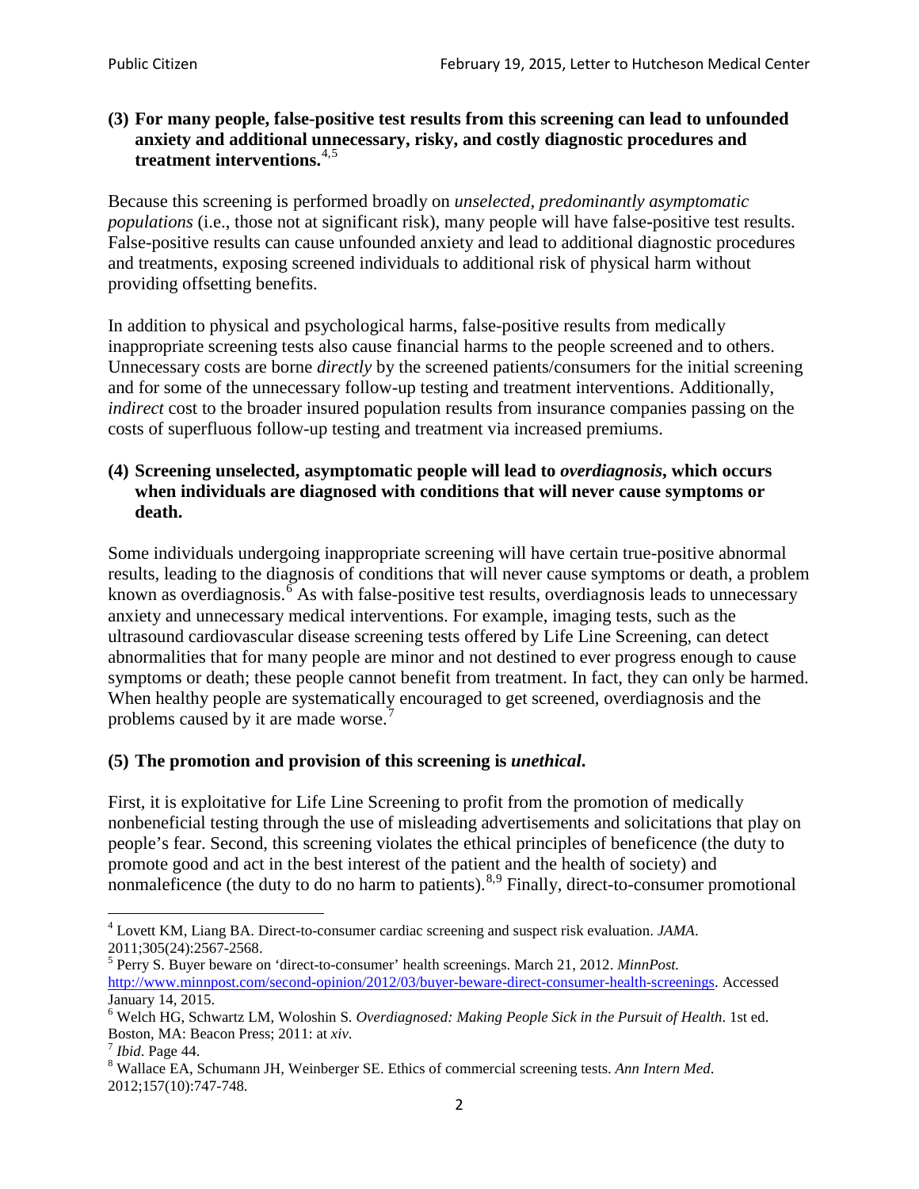**(3) For many people, false-positive test results from this screening can lead to unfounded anxiety and additional unnecessary, risky, and costly diagnostic procedures and treatment interventions.**[4,5]

Because this screening is performed broadly on *unselected, predominantly asymptomatic populations* (i.e., those not at significant risk), many people will have false-positive test results. False-positive results can cause unfounded anxiety and lead to additional diagnostic procedures and treatments, exposing screened individuals to additional risk of physical harm without providing offsetting benefits.

In addition to physical and psychological harms, false-positive results from medically inappropriate screening tests also cause financial harms to the people screened and to others. Unnecessary costs are borne *directly* by the screened patients/consumers for the initial screening and for some of the unnecessary follow-up testing and treatment interventions. Additionally, *indirect* cost to the broader insured population results from insurance companies passing on the costs of superfluous follow-up testing and treatment via increased premiums.

**(4) Screening unselected, asymptomatic people will lead to *overdiagnosis*, which occurs when individuals are diagnosed with conditions that will never cause symptoms or death.**

Some individuals undergoing inappropriate screening will have certain true-positive abnormal results, leading to the diagnosis of conditions that will never cause symptoms or death, a problem known as overdiagnosis.[6] As with false-positive test results, overdiagnosis leads to unnecessary anxiety and unnecessary medical interventions. For example, imaging tests, such as the ultrasound cardiovascular disease screening tests offered by Life Line Screening, can detect abnormalities that for many people are minor and not destined to ever progress enough to cause symptoms or death; these people cannot benefit from treatment. In fact, they can only be harmed. When healthy people are systematically encouraged to get screened, overdiagnosis and the problems caused by it are made worse.[7]

**(5) The promotion and provision of this screening is *unethical*.**

First, it is exploitative for Life Line Screening to profit from the promotion of medically nonbeneficial testing through the use of misleading advertisements and solicitations that play on people's fear. Second, this screening violates the ethical principles of beneficence (the duty to promote good and act in the best interest of the patient and the health of society) and nonmaleficence (the duty to do no harm to patients).[8,9] Finally, direct-to-consumer promotional

---

[4] Lovett KM, Liang BA. Direct-to-consumer cardiac screening and suspect risk evaluation. *JAMA*. 2011;305(24):2567-2568.

[5] Perry S. Buyer beware on 'direct-to-consumer' health screenings. March 21, 2012. *MinnPost.* http://www.minnpost.com/second-opinion/2012/03/buyer-beware-direct-consumer-health-screenings. Accessed January 14, 2015.

[6] Welch HG, Schwartz LM, Woloshin S. *Overdiagnosed: Making People Sick in the Pursuit of Health*. 1st ed. Boston, MA: Beacon Press; 2011: at *xiv*.

[7] *Ibid*. Page 44.

[8] Wallace EA, Schumann JH, Weinberger SE. Ethics of commercial screening tests. *Ann Intern Med*. 2012;157(10):747-748.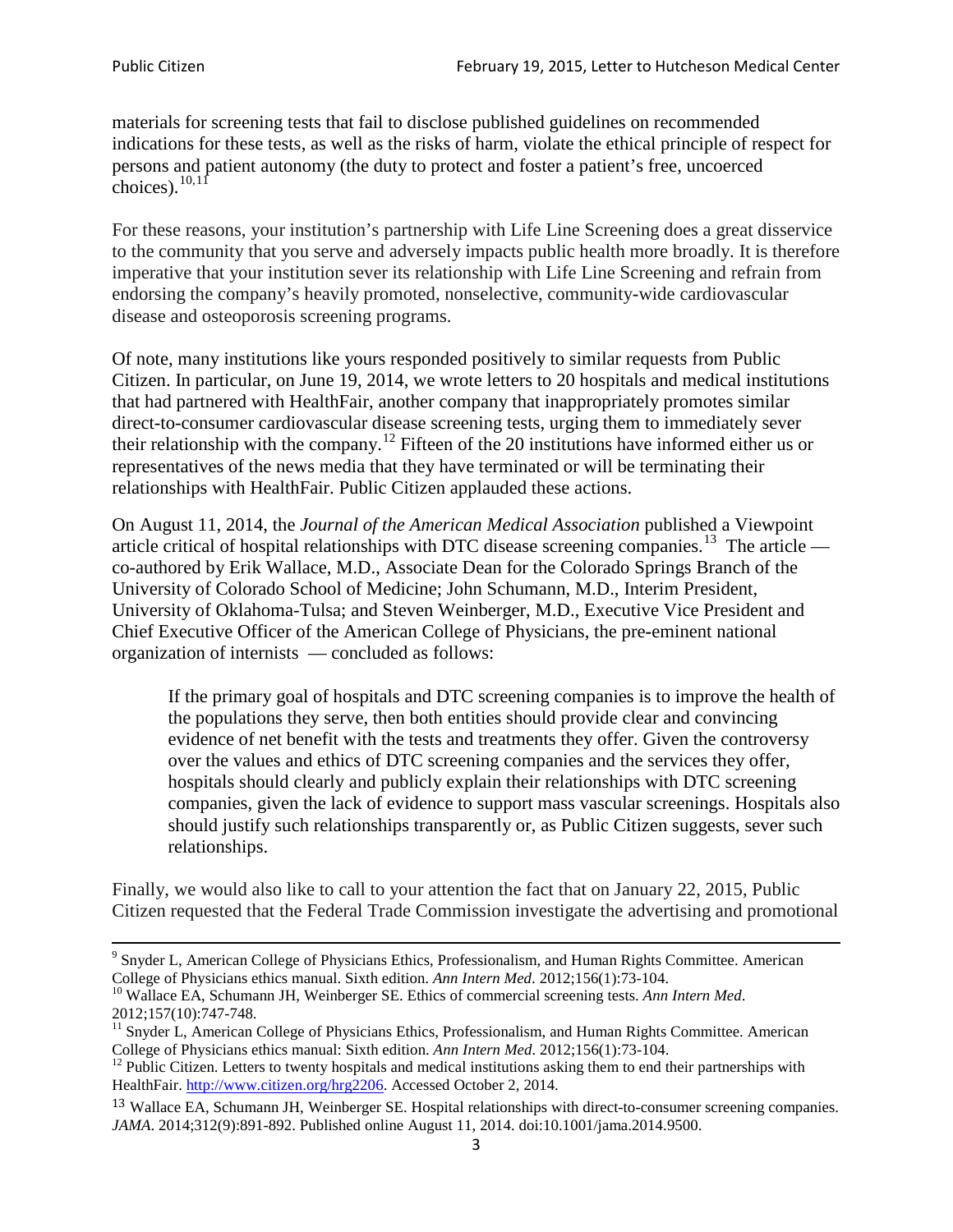materials for screening tests that fail to disclose published guidelines on recommended indications for these tests, as well as the risks of harm, violate the ethical principle of respect for persons and patient autonomy (the duty to protect and foster a patient's free, uncoerced choices).[10,11]

For these reasons, your institution's partnership with Life Line Screening does a great disservice to the community that you serve and adversely impacts public health more broadly. It is therefore imperative that your institution sever its relationship with Life Line Screening and refrain from endorsing the company's heavily promoted, nonselective, community-wide cardiovascular disease and osteoporosis screening programs.

Of note, many institutions like yours responded positively to similar requests from Public Citizen. In particular, on June 19, 2014, we wrote letters to 20 hospitals and medical institutions that had partnered with HealthFair, another company that inappropriately promotes similar direct-to-consumer cardiovascular disease screening tests, urging them to immediately sever their relationship with the company.[12] Fifteen of the 20 institutions have informed either us or representatives of the news media that they have terminated or will be terminating their relationships with HealthFair. Public Citizen applauded these actions.

On August 11, 2014, the *Journal of the American Medical Association* published a Viewpoint article critical of hospital relationships with DTC disease screening companies.[13] The article — co-authored by Erik Wallace, M.D., Associate Dean for the Colorado Springs Branch of the University of Colorado School of Medicine; John Schumann, M.D., Interim President, University of Oklahoma-Tulsa; and Steven Weinberger, M.D., Executive Vice President and Chief Executive Officer of the American College of Physicians, the pre-eminent national organization of internists — concluded as follows:

> If the primary goal of hospitals and DTC screening companies is to improve the health of the populations they serve, then both entities should provide clear and convincing evidence of net benefit with the tests and treatments they offer. Given the controversy over the values and ethics of DTC screening companies and the services they offer, hospitals should clearly and publicly explain their relationships with DTC screening companies, given the lack of evidence to support mass vascular screenings. Hospitals also should justify such relationships transparently or, as Public Citizen suggests, sever such relationships.

Finally, we would also like to call to your attention the fact that on January 22, 2015, Public Citizen requested that the Federal Trade Commission investigate the advertising and promotional

---

[9] Snyder L, American College of Physicians Ethics, Professionalism, and Human Rights Committee. American College of Physicians ethics manual. Sixth edition. *Ann Intern Med*. 2012;156(1):73-104.

[10] Wallace EA, Schumann JH, Weinberger SE. Ethics of commercial screening tests. *Ann Intern Med*. 2012;157(10):747-748.

[11] Snyder L, American College of Physicians Ethics, Professionalism, and Human Rights Committee. American College of Physicians ethics manual: Sixth edition. *Ann Intern Med*. 2012;156(1):73-104.

[12] Public Citizen. Letters to twenty hospitals and medical institutions asking them to end their partnerships with HealthFair. http://www.citizen.org/hrg2206. Accessed October 2, 2014.

[13] Wallace EA, Schumann JH, Weinberger SE. Hospital relationships with direct-to-consumer screening companies. *JAMA*. 2014;312(9):891-892. Published online August 11, 2014. doi:10.1001/jama.2014.9500.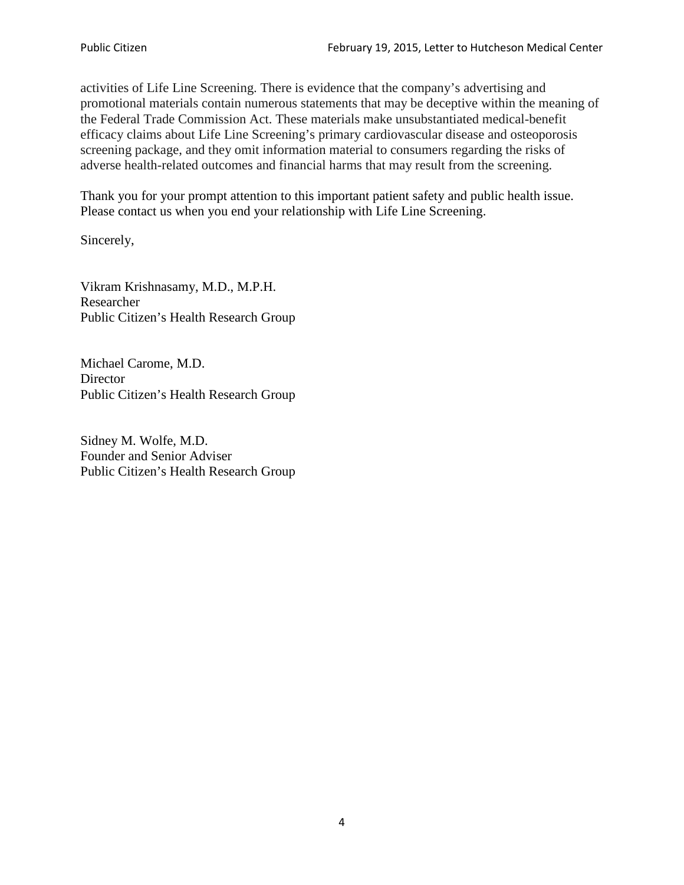activities of Life Line Screening. There is evidence that the company's advertising and promotional materials contain numerous statements that may be deceptive within the meaning of the Federal Trade Commission Act. These materials make unsubstantiated medical-benefit efficacy claims about Life Line Screening's primary cardiovascular disease and osteoporosis screening package, and they omit information material to consumers regarding the risks of adverse health-related outcomes and financial harms that may result from the screening.

Thank you for your prompt attention to this important patient safety and public health issue. Please contact us when you end your relationship with Life Line Screening.

Sincerely,

Vikram Krishnasamy, M.D., M.P.H.
Researcher
Public Citizen's Health Research Group

Michael Carome, M.D.
Director
Public Citizen's Health Research Group

Sidney M. Wolfe, M.D.
Founder and Senior Adviser
Public Citizen's Health Research Group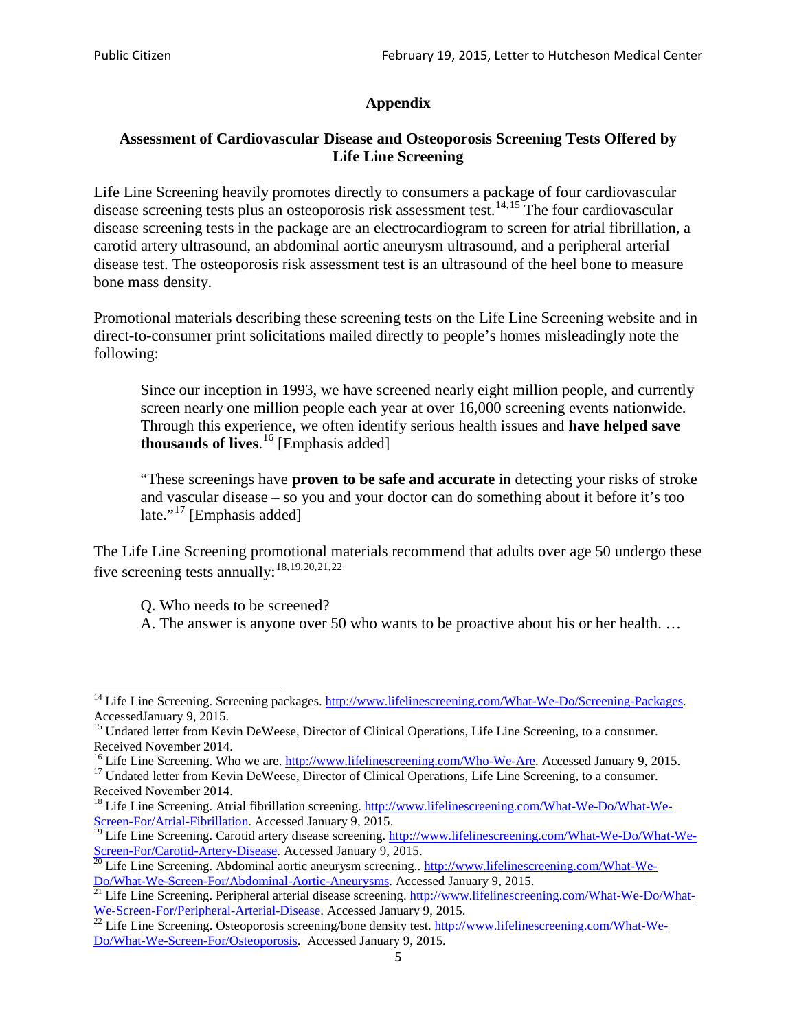## Appendix

### Assessment of Cardiovascular Disease and Osteoporosis Screening Tests Offered by Life Line Screening

Life Line Screening heavily promotes directly to consumers a package of four cardiovascular disease screening tests plus an osteoporosis risk assessment test.[14,15] The four cardiovascular disease screening tests in the package are an electrocardiogram to screen for atrial fibrillation, a carotid artery ultrasound, an abdominal aortic aneurysm ultrasound, and a peripheral arterial disease test. The osteoporosis risk assessment test is an ultrasound of the heel bone to measure bone mass density.

Promotional materials describing these screening tests on the Life Line Screening website and in direct-to-consumer print solicitations mailed directly to people's homes misleadingly note the following:

> Since our inception in 1993, we have screened nearly eight million people, and currently screen nearly one million people each year at over 16,000 screening events nationwide. Through this experience, we often identify serious health issues and **have helped save thousands of lives**.[16] [Emphasis added]
>
> "These screenings have **proven to be safe and accurate** in detecting your risks of stroke and vascular disease – so you and your doctor can do something about it before it's too late."[17] [Emphasis added]

The Life Line Screening promotional materials recommend that adults over age 50 undergo these five screening tests annually:[18,19,20,21,22]

> Q. Who needs to be screened?
> A. The answer is anyone over 50 who wants to be proactive about his or her health. …

---

[14] Life Line Screening. Screening packages. http://www.lifelinescreening.com/What-We-Do/Screening-Packages. AccessedJanuary 9, 2015.

[15] Undated letter from Kevin DeWeese, Director of Clinical Operations, Life Line Screening, to a consumer. Received November 2014.

[16] Life Line Screening. Who we are. http://www.lifelinescreening.com/Who-We-Are. Accessed January 9, 2015.

[17] Undated letter from Kevin DeWeese, Director of Clinical Operations, Life Line Screening, to a consumer. Received November 2014.

[18] Life Line Screening. Atrial fibrillation screening. http://www.lifelinescreening.com/What-We-Do/What-We-Screen-For/Atrial-Fibrillation. Accessed January 9, 2015.

[19] Life Line Screening. Carotid artery disease screening. http://www.lifelinescreening.com/What-We-Do/What-We-Screen-For/Carotid-Artery-Disease. Accessed January 9, 2015.

[20] Life Line Screening. Abdominal aortic aneurysm screening.. http://www.lifelinescreening.com/What-We-Do/What-We-Screen-For/Abdominal-Aortic-Aneurysms. Accessed January 9, 2015.

[21] Life Line Screening. Peripheral arterial disease screening. http://www.lifelinescreening.com/What-We-Do/What-We-Screen-For/Peripheral-Arterial-Disease. Accessed January 9, 2015.

[22] Life Line Screening. Osteoporosis screening/bone density test. http://www.lifelinescreening.com/What-We-Do/What-We-Screen-For/Osteoporosis. Accessed January 9, 2015.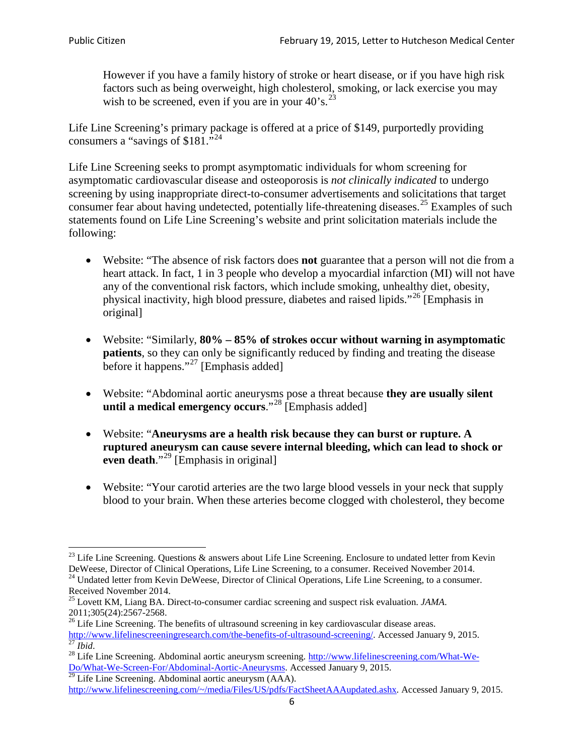> However if you have a family history of stroke or heart disease, or if you have high risk factors such as being overweight, high cholesterol, smoking, or lack exercise you may wish to be screened, even if you are in your 40's.[23]

Life Line Screening's primary package is offered at a price of $149, purportedly providing consumers a "savings of $181."[24]

Life Line Screening seeks to prompt asymptomatic individuals for whom screening for asymptomatic cardiovascular disease and osteoporosis is *not clinically indicated* to undergo screening by using inappropriate direct-to-consumer advertisements and solicitations that target consumer fear about having undetected, potentially life-threatening diseases.[25] Examples of such statements found on Life Line Screening's website and print solicitation materials include the following:

- Website: "The absence of risk factors does **not** guarantee that a person will not die from a heart attack. In fact, 1 in 3 people who develop a myocardial infarction (MI) will not have any of the conventional risk factors, which include smoking, unhealthy diet, obesity, physical inactivity, high blood pressure, diabetes and raised lipids."[26] [Emphasis in original]

- Website: "Similarly, **80% – 85% of strokes occur without warning in asymptomatic patients**, so they can only be significantly reduced by finding and treating the disease before it happens."[27] [Emphasis added]

- Website: "Abdominal aortic aneurysms pose a threat because **they are usually silent until a medical emergency occurs**."[28] [Emphasis added]

- Website: "**Aneurysms are a health risk because they can burst or rupture. A ruptured aneurysm can cause severe internal bleeding, which can lead to shock or even death**."[29] [Emphasis in original]

- Website: "Your carotid arteries are the two large blood vessels in your neck that supply blood to your brain. When these arteries become clogged with cholesterol, they become

---

[23] Life Line Screening. Questions & answers about Life Line Screening. Enclosure to undated letter from Kevin DeWeese, Director of Clinical Operations, Life Line Screening, to a consumer. Received November 2014.

[24] Undated letter from Kevin DeWeese, Director of Clinical Operations, Life Line Screening, to a consumer. Received November 2014.

[25] Lovett KM, Liang BA. Direct-to-consumer cardiac screening and suspect risk evaluation. *JAMA*. 2011;305(24):2567-2568.

[26] Life Line Screening. The benefits of ultrasound screening in key cardiovascular disease areas. http://www.lifelinescreeningresearch.com/the-benefits-of-ultrasound-screening/. Accessed January 9, 2015.

[27] *Ibid*.

[28] Life Line Screening. Abdominal aortic aneurysm screening. http://www.lifelinescreening.com/What-We-Do/What-We-Screen-For/Abdominal-Aortic-Aneurysms. Accessed January 9, 2015.

[29] Life Line Screening. Abdominal aortic aneurysm (AAA). http://www.lifelinescreening.com/~/media/Files/US/pdfs/FactSheetAAAupdated.ashx. Accessed January 9, 2015.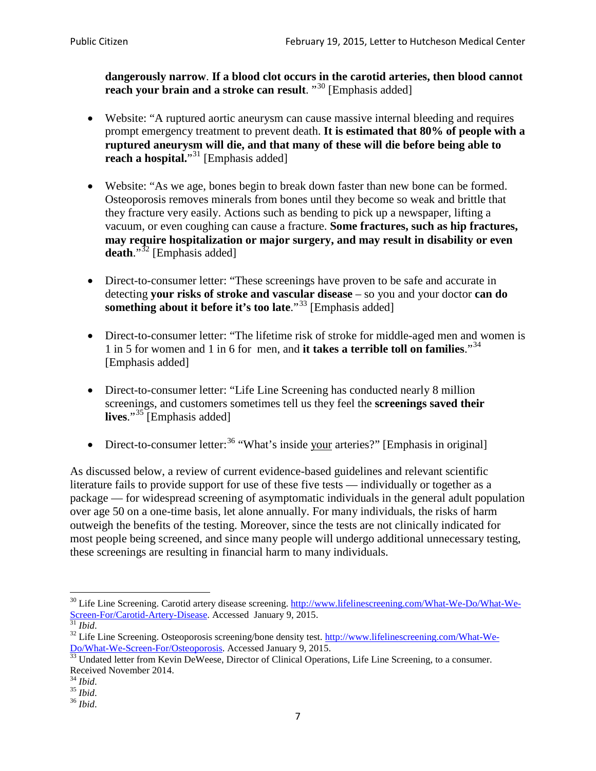**dangerously narrow**. **If a blood clot occurs in the carotid arteries, then blood cannot reach your brain and a stroke can result**. "[30] [Emphasis added]

- Website: "A ruptured aortic aneurysm can cause massive internal bleeding and requires prompt emergency treatment to prevent death. **It is estimated that 80% of people with a ruptured aneurysm will die, and that many of these will die before being able to reach a hospital.**"[31] [Emphasis added]

- Website: "As we age, bones begin to break down faster than new bone can be formed. Osteoporosis removes minerals from bones until they become so weak and brittle that they fracture very easily. Actions such as bending to pick up a newspaper, lifting a vacuum, or even coughing can cause a fracture. **Some fractures, such as hip fractures, may require hospitalization or major surgery, and may result in disability or even death**."[32] [Emphasis added]

- Direct-to-consumer letter: "These screenings have proven to be safe and accurate in detecting **your risks of stroke and vascular disease** – so you and your doctor **can do something about it before it's too late**."[33] [Emphasis added]

- Direct-to-consumer letter: "The lifetime risk of stroke for middle-aged men and women is 1 in 5 for women and 1 in 6 for men, and **it takes a terrible toll on families**."[34] [Emphasis added]

- Direct-to-consumer letter: "Life Line Screening has conducted nearly 8 million screenings, and customers sometimes tell us they feel the **screenings saved their lives**."[35] [Emphasis added]

- Direct-to-consumer letter:[36] "What's inside <u>your</u> arteries?" [Emphasis in original]

As discussed below, a review of current evidence-based guidelines and relevant scientific literature fails to provide support for use of these five tests — individually or together as a package — for widespread screening of asymptomatic individuals in the general adult population over age 50 on a one-time basis, let alone annually. For many individuals, the risks of harm outweigh the benefits of the testing. Moreover, since the tests are not clinically indicated for most people being screened, and since many people will undergo additional unnecessary testing, these screenings are resulting in financial harm to many individuals.

---

[30] Life Line Screening. Carotid artery disease screening. http://www.lifelinescreening.com/What-We-Do/What-We-Screen-For/Carotid-Artery-Disease. Accessed January 9, 2015.

[31] *Ibid*.

[32] Life Line Screening. Osteoporosis screening/bone density test. http://www.lifelinescreening.com/What-We-Do/What-We-Screen-For/Osteoporosis. Accessed January 9, 2015.

[33] Undated letter from Kevin DeWeese, Director of Clinical Operations, Life Line Screening, to a consumer. Received November 2014.

[34] *Ibid*.

[35] *Ibid*.

[36] *Ibid*.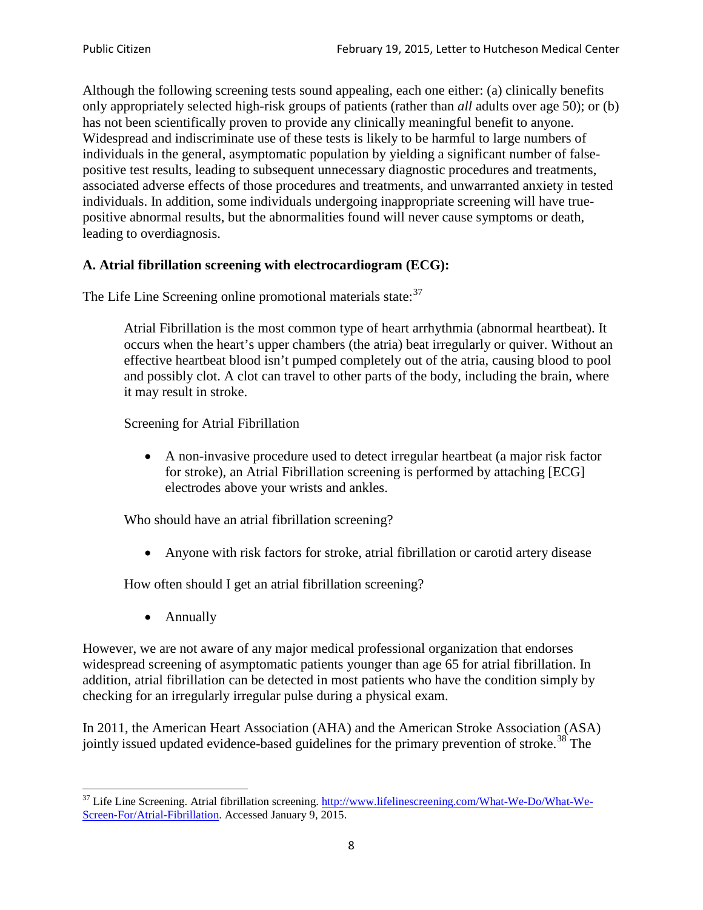Although the following screening tests sound appealing, each one either: (a) clinically benefits only appropriately selected high-risk groups of patients (rather than *all* adults over age 50); or (b) has not been scientifically proven to provide any clinically meaningful benefit to anyone. Widespread and indiscriminate use of these tests is likely to be harmful to large numbers of individuals in the general, asymptomatic population by yielding a significant number of false-positive test results, leading to subsequent unnecessary diagnostic procedures and treatments, associated adverse effects of those procedures and treatments, and unwarranted anxiety in tested individuals. In addition, some individuals undergoing inappropriate screening will have true-positive abnormal results, but the abnormalities found will never cause symptoms or death, leading to overdiagnosis.

**A. Atrial fibrillation screening with electrocardiogram (ECG):**

The Life Line Screening online promotional materials state:[37]

> Atrial Fibrillation is the most common type of heart arrhythmia (abnormal heartbeat). It occurs when the heart's upper chambers (the atria) beat irregularly or quiver. Without an effective heartbeat blood isn't pumped completely out of the atria, causing blood to pool and possibly clot. A clot can travel to other parts of the body, including the brain, where it may result in stroke.
>
> Screening for Atrial Fibrillation
>
> - A non-invasive procedure used to detect irregular heartbeat (a major risk factor for stroke), an Atrial Fibrillation screening is performed by attaching [ECG] electrodes above your wrists and ankles.
>
> Who should have an atrial fibrillation screening?
>
> - Anyone with risk factors for stroke, atrial fibrillation or carotid artery disease
>
> How often should I get an atrial fibrillation screening?
>
> - Annually

However, we are not aware of any major medical professional organization that endorses widespread screening of asymptomatic patients younger than age 65 for atrial fibrillation. In addition, atrial fibrillation can be detected in most patients who have the condition simply by checking for an irregularly irregular pulse during a physical exam.

In 2011, the American Heart Association (AHA) and the American Stroke Association (ASA) jointly issued updated evidence-based guidelines for the primary prevention of stroke.[38] The

[37] Life Line Screening. Atrial fibrillation screening. http://www.lifelinescreening.com/What-We-Do/What-We-Screen-For/Atrial-Fibrillation. Accessed January 9, 2015.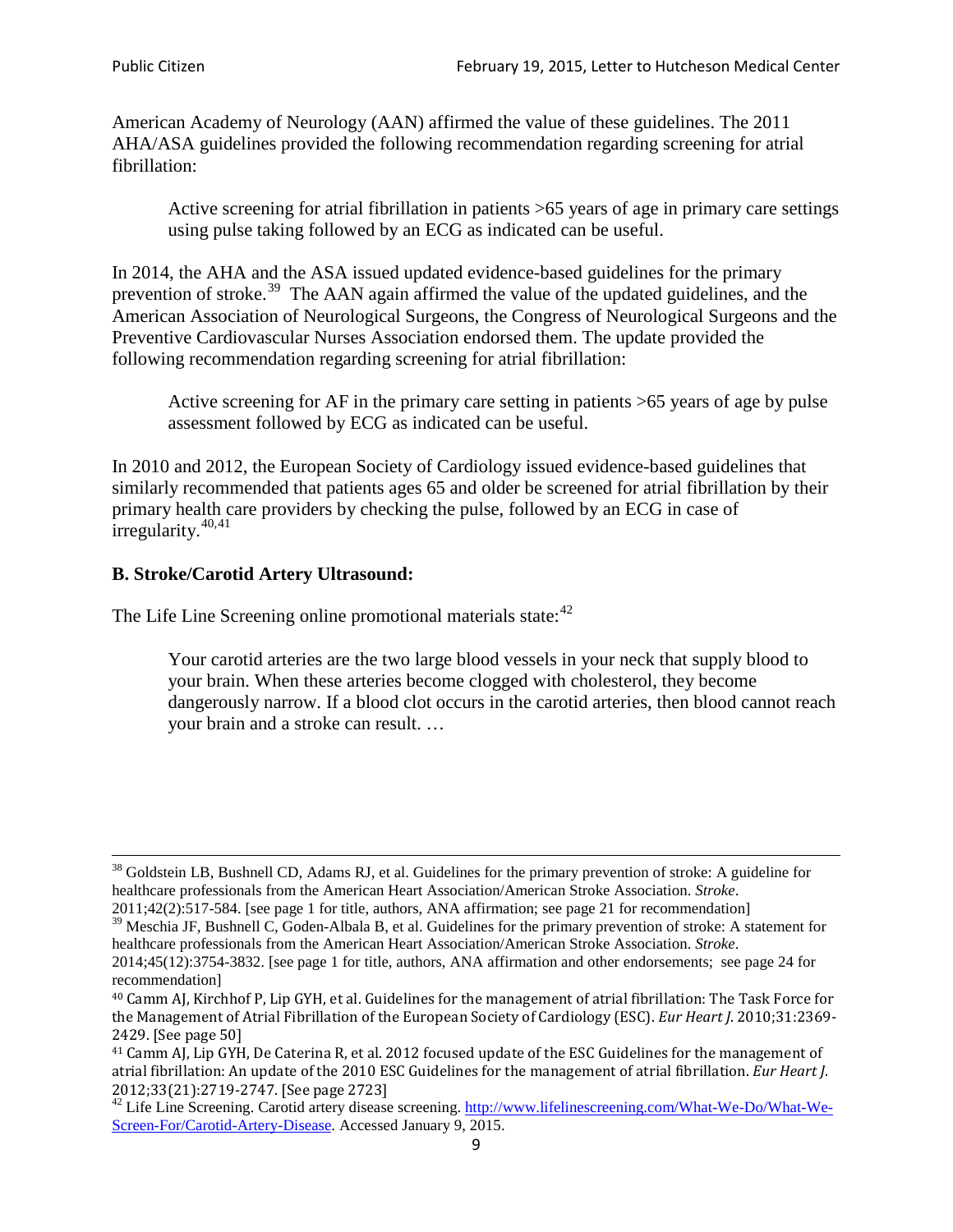American Academy of Neurology (AAN) affirmed the value of these guidelines. The 2011 AHA/ASA guidelines provided the following recommendation regarding screening for atrial fibrillation:

> Active screening for atrial fibrillation in patients >65 years of age in primary care settings using pulse taking followed by an ECG as indicated can be useful.

In 2014, the AHA and the ASA issued updated evidence-based guidelines for the primary prevention of stroke.[39] The AAN again affirmed the value of the updated guidelines, and the American Association of Neurological Surgeons, the Congress of Neurological Surgeons and the Preventive Cardiovascular Nurses Association endorsed them. The update provided the following recommendation regarding screening for atrial fibrillation:

> Active screening for AF in the primary care setting in patients >65 years of age by pulse assessment followed by ECG as indicated can be useful.

In 2010 and 2012, the European Society of Cardiology issued evidence-based guidelines that similarly recommended that patients ages 65 and older be screened for atrial fibrillation by their primary health care providers by checking the pulse, followed by an ECG in case of irregularity.[40,41]

### B. Stroke/Carotid Artery Ultrasound:

The Life Line Screening online promotional materials state:[42]

> Your carotid arteries are the two large blood vessels in your neck that supply blood to your brain. When these arteries become clogged with cholesterol, they become dangerously narrow. If a blood clot occurs in the carotid arteries, then blood cannot reach your brain and a stroke can result. …

---

[38] Goldstein LB, Bushnell CD, Adams RJ, et al. Guidelines for the primary prevention of stroke: A guideline for healthcare professionals from the American Heart Association/American Stroke Association. *Stroke*. 2011;42(2):517-584. [see page 1 for title, authors, ANA affirmation; see page 21 for recommendation]

[39] Meschia JF, Bushnell C, Goden-Albala B, et al. Guidelines for the primary prevention of stroke: A statement for healthcare professionals from the American Heart Association/American Stroke Association. *Stroke*. 2014;45(12):3754-3832. [see page 1 for title, authors, ANA affirmation and other endorsements; see page 24 for recommendation]

[40] Camm AJ, Kirchhof P, Lip GYH, et al. Guidelines for the management of atrial fibrillation: The Task Force for the Management of Atrial Fibrillation of the European Society of Cardiology (ESC). *Eur Heart J*. 2010;31:2369-2429. [See page 50]

[41] Camm AJ, Lip GYH, De Caterina R, et al. 2012 focused update of the ESC Guidelines for the management of atrial fibrillation: An update of the 2010 ESC Guidelines for the management of atrial fibrillation. *Eur Heart J*. 2012;33(21):2719-2747. [See page 2723]

[42] Life Line Screening. Carotid artery disease screening. http://www.lifelinescreening.com/What-We-Do/What-We-Screen-For/Carotid-Artery-Disease. Accessed January 9, 2015.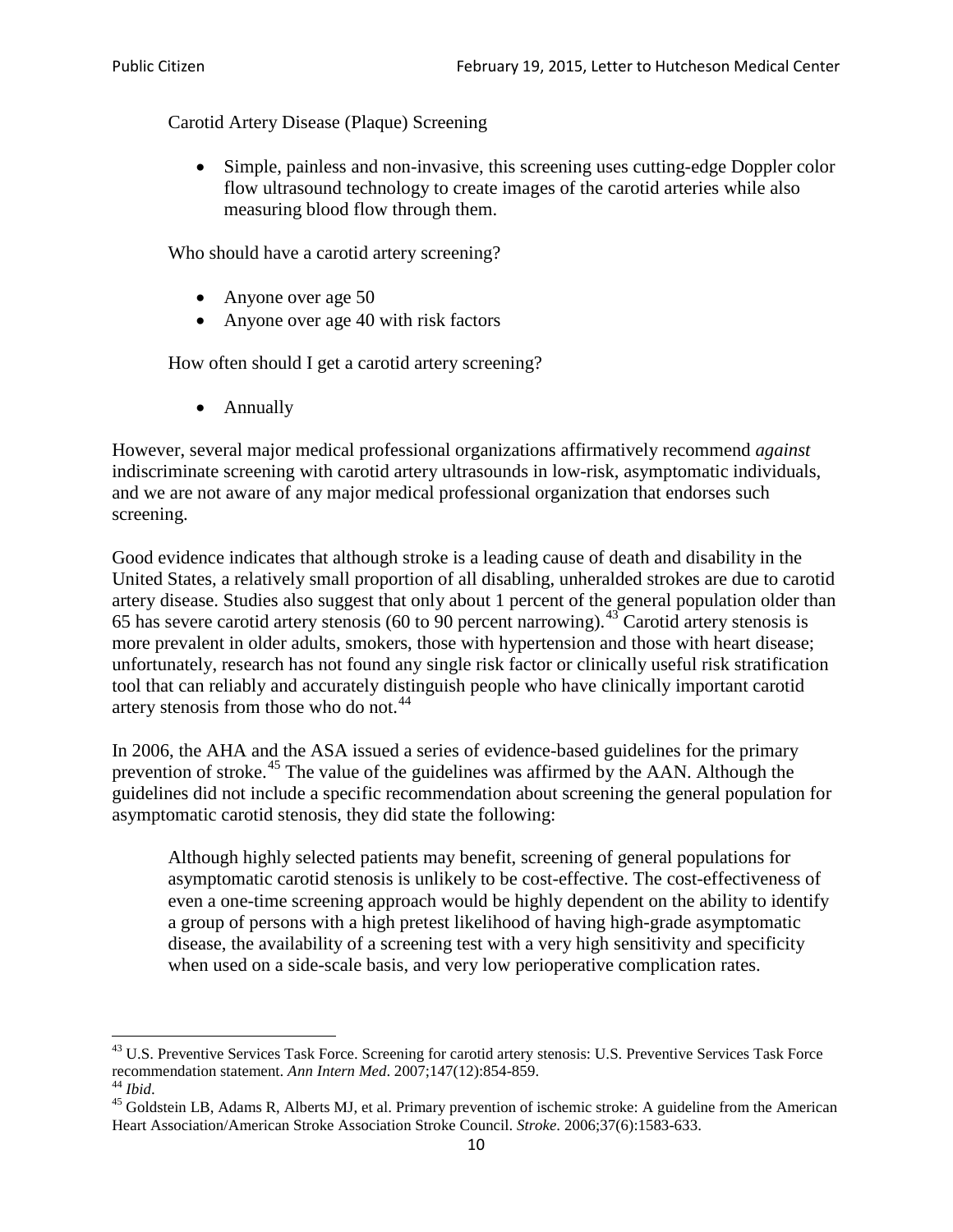Carotid Artery Disease (Plaque) Screening

- Simple, painless and non-invasive, this screening uses cutting-edge Doppler color flow ultrasound technology to create images of the carotid arteries while also measuring blood flow through them.

Who should have a carotid artery screening?

- Anyone over age 50
- Anyone over age 40 with risk factors

How often should I get a carotid artery screening?

- Annually

However, several major medical professional organizations affirmatively recommend *against* indiscriminate screening with carotid artery ultrasounds in low-risk, asymptomatic individuals, and we are not aware of any major medical professional organization that endorses such screening.

Good evidence indicates that although stroke is a leading cause of death and disability in the United States, a relatively small proportion of all disabling, unheralded strokes are due to carotid artery disease. Studies also suggest that only about 1 percent of the general population older than 65 has severe carotid artery stenosis (60 to 90 percent narrowing).[43] Carotid artery stenosis is more prevalent in older adults, smokers, those with hypertension and those with heart disease; unfortunately, research has not found any single risk factor or clinically useful risk stratification tool that can reliably and accurately distinguish people who have clinically important carotid artery stenosis from those who do not.[44]

In 2006, the AHA and the ASA issued a series of evidence-based guidelines for the primary prevention of stroke.[45] The value of the guidelines was affirmed by the AAN. Although the guidelines did not include a specific recommendation about screening the general population for asymptomatic carotid stenosis, they did state the following:

> Although highly selected patients may benefit, screening of general populations for asymptomatic carotid stenosis is unlikely to be cost-effective. The cost-effectiveness of even a one-time screening approach would be highly dependent on the ability to identify a group of persons with a high pretest likelihood of having high-grade asymptomatic disease, the availability of a screening test with a very high sensitivity and specificity when used on a side-scale basis, and very low perioperative complication rates.

[43] U.S. Preventive Services Task Force. Screening for carotid artery stenosis: U.S. Preventive Services Task Force recommendation statement. *Ann Intern Med*. 2007;147(12):854-859.

[44] *Ibid*.

[45] Goldstein LB, Adams R, Alberts MJ, et al. Primary prevention of ischemic stroke: A guideline from the American Heart Association/American Stroke Association Stroke Council. *Stroke*. 2006;37(6):1583-633.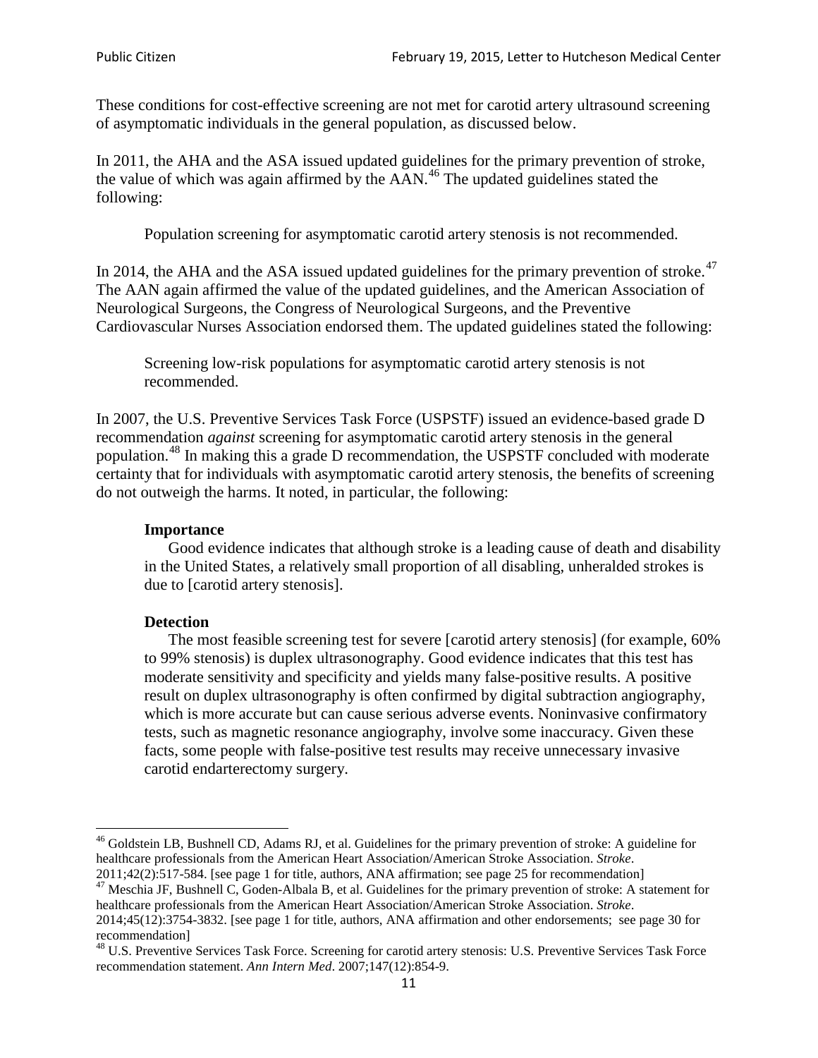These conditions for cost-effective screening are not met for carotid artery ultrasound screening of asymptomatic individuals in the general population, as discussed below.

In 2011, the AHA and the ASA issued updated guidelines for the primary prevention of stroke, the value of which was again affirmed by the AAN.[46] The updated guidelines stated the following:

> Population screening for asymptomatic carotid artery stenosis is not recommended.

In 2014, the AHA and the ASA issued updated guidelines for the primary prevention of stroke.[47] The AAN again affirmed the value of the updated guidelines, and the American Association of Neurological Surgeons, the Congress of Neurological Surgeons, and the Preventive Cardiovascular Nurses Association endorsed them. The updated guidelines stated the following:

> Screening low-risk populations for asymptomatic carotid artery stenosis is not recommended.

In 2007, the U.S. Preventive Services Task Force (USPSTF) issued an evidence-based grade D recommendation *against* screening for asymptomatic carotid artery stenosis in the general population.[48] In making this a grade D recommendation, the USPSTF concluded with moderate certainty that for individuals with asymptomatic carotid artery stenosis, the benefits of screening do not outweigh the harms. It noted, in particular, the following:

> **Importance**
>
> Good evidence indicates that although stroke is a leading cause of death and disability in the United States, a relatively small proportion of all disabling, unheralded strokes is due to [carotid artery stenosis].
>
> **Detection**
>
> The most feasible screening test for severe [carotid artery stenosis] (for example, 60% to 99% stenosis) is duplex ultrasonography. Good evidence indicates that this test has moderate sensitivity and specificity and yields many false-positive results. A positive result on duplex ultrasonography is often confirmed by digital subtraction angiography, which is more accurate but can cause serious adverse events. Noninvasive confirmatory tests, such as magnetic resonance angiography, involve some inaccuracy. Given these facts, some people with false-positive test results may receive unnecessary invasive carotid endarterectomy surgery.

---

[46] Goldstein LB, Bushnell CD, Adams RJ, et al. Guidelines for the primary prevention of stroke: A guideline for healthcare professionals from the American Heart Association/American Stroke Association. *Stroke*. 2011;42(2):517-584. [see page 1 for title, authors, ANA affirmation; see page 25 for recommendation]

[47] Meschia JF, Bushnell C, Goden-Albala B, et al. Guidelines for the primary prevention of stroke: A statement for healthcare professionals from the American Heart Association/American Stroke Association. *Stroke*. 2014;45(12):3754-3832. [see page 1 for title, authors, ANA affirmation and other endorsements; see page 30 for recommendation]

[48] U.S. Preventive Services Task Force. Screening for carotid artery stenosis: U.S. Preventive Services Task Force recommendation statement. *Ann Intern Med*. 2007;147(12):854-9.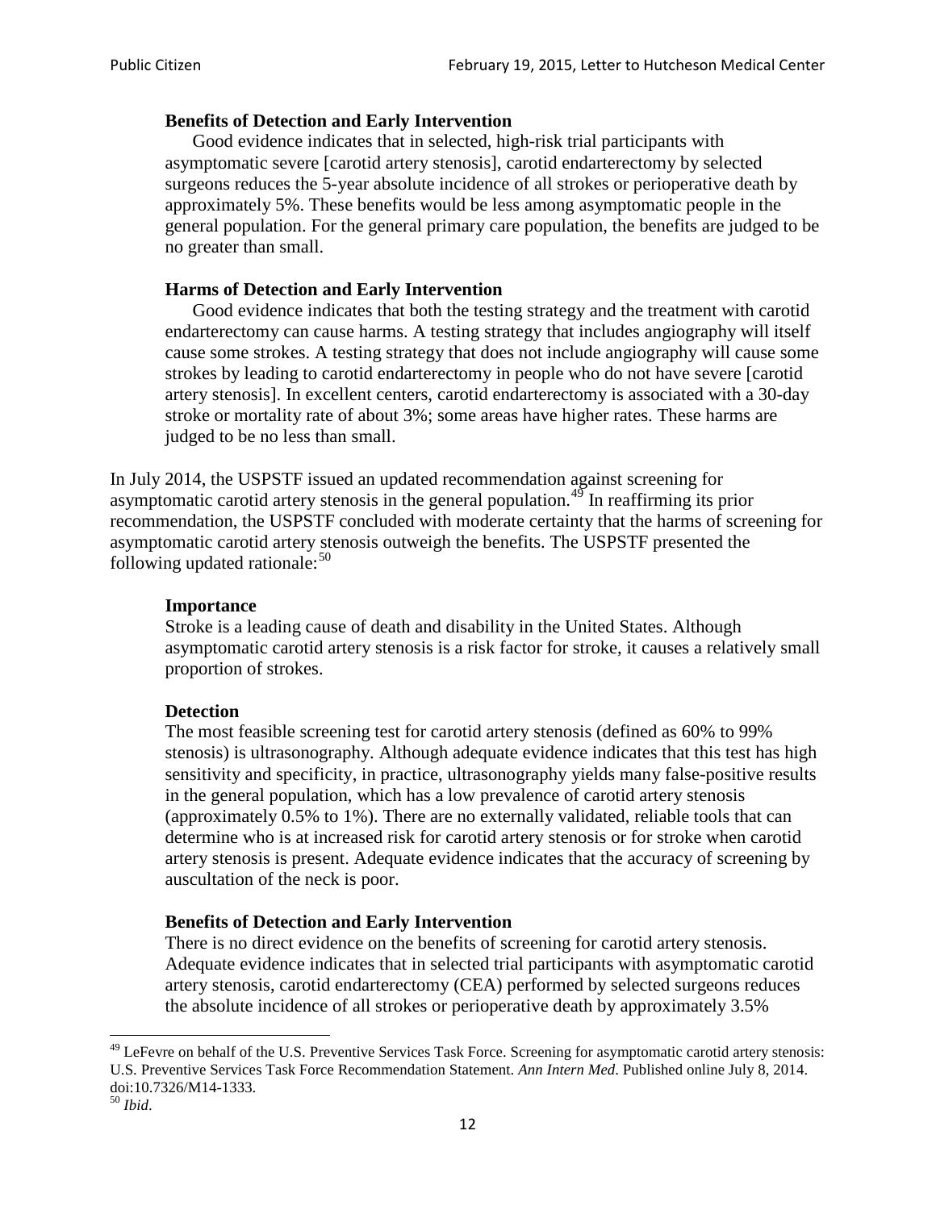> **Benefits of Detection and Early Intervention**
> Good evidence indicates that in selected, high-risk trial participants with asymptomatic severe [carotid artery stenosis], carotid endarterectomy by selected surgeons reduces the 5-year absolute incidence of all strokes or perioperative death by approximately 5%. These benefits would be less among asymptomatic people in the general population. For the general primary care population, the benefits are judged to be no greater than small.
>
> **Harms of Detection and Early Intervention**
> Good evidence indicates that both the testing strategy and the treatment with carotid endarterectomy can cause harms. A testing strategy that includes angiography will itself cause some strokes. A testing strategy that does not include angiography will cause some strokes by leading to carotid endarterectomy in people who do not have severe [carotid artery stenosis]. In excellent centers, carotid endarterectomy is associated with a 30-day stroke or mortality rate of about 3%; some areas have higher rates. These harms are judged to be no less than small.

In July 2014, the USPSTF issued an updated recommendation against screening for asymptomatic carotid artery stenosis in the general population.[49] In reaffirming its prior recommendation, the USPSTF concluded with moderate certainty that the harms of screening for asymptomatic carotid artery stenosis outweigh the benefits. The USPSTF presented the following updated rationale:[50]

> **Importance**
> Stroke is a leading cause of death and disability in the United States. Although asymptomatic carotid artery stenosis is a risk factor for stroke, it causes a relatively small proportion of strokes.
>
> **Detection**
> The most feasible screening test for carotid artery stenosis (defined as 60% to 99% stenosis) is ultrasonography. Although adequate evidence indicates that this test has high sensitivity and specificity, in practice, ultrasonography yields many false-positive results in the general population, which has a low prevalence of carotid artery stenosis (approximately 0.5% to 1%). There are no externally validated, reliable tools that can determine who is at increased risk for carotid artery stenosis or for stroke when carotid artery stenosis is present. Adequate evidence indicates that the accuracy of screening by auscultation of the neck is poor.
>
> **Benefits of Detection and Early Intervention**
> There is no direct evidence on the benefits of screening for carotid artery stenosis. Adequate evidence indicates that in selected trial participants with asymptomatic carotid artery stenosis, carotid endarterectomy (CEA) performed by selected surgeons reduces the absolute incidence of all strokes or perioperative death by approximately 3.5%

---

[49] LeFevre on behalf of the U.S. Preventive Services Task Force. Screening for asymptomatic carotid artery stenosis: U.S. Preventive Services Task Force Recommendation Statement. *Ann Intern Med*. Published online July 8, 2014. doi:10.7326/M14-1333.

[50] *Ibid*.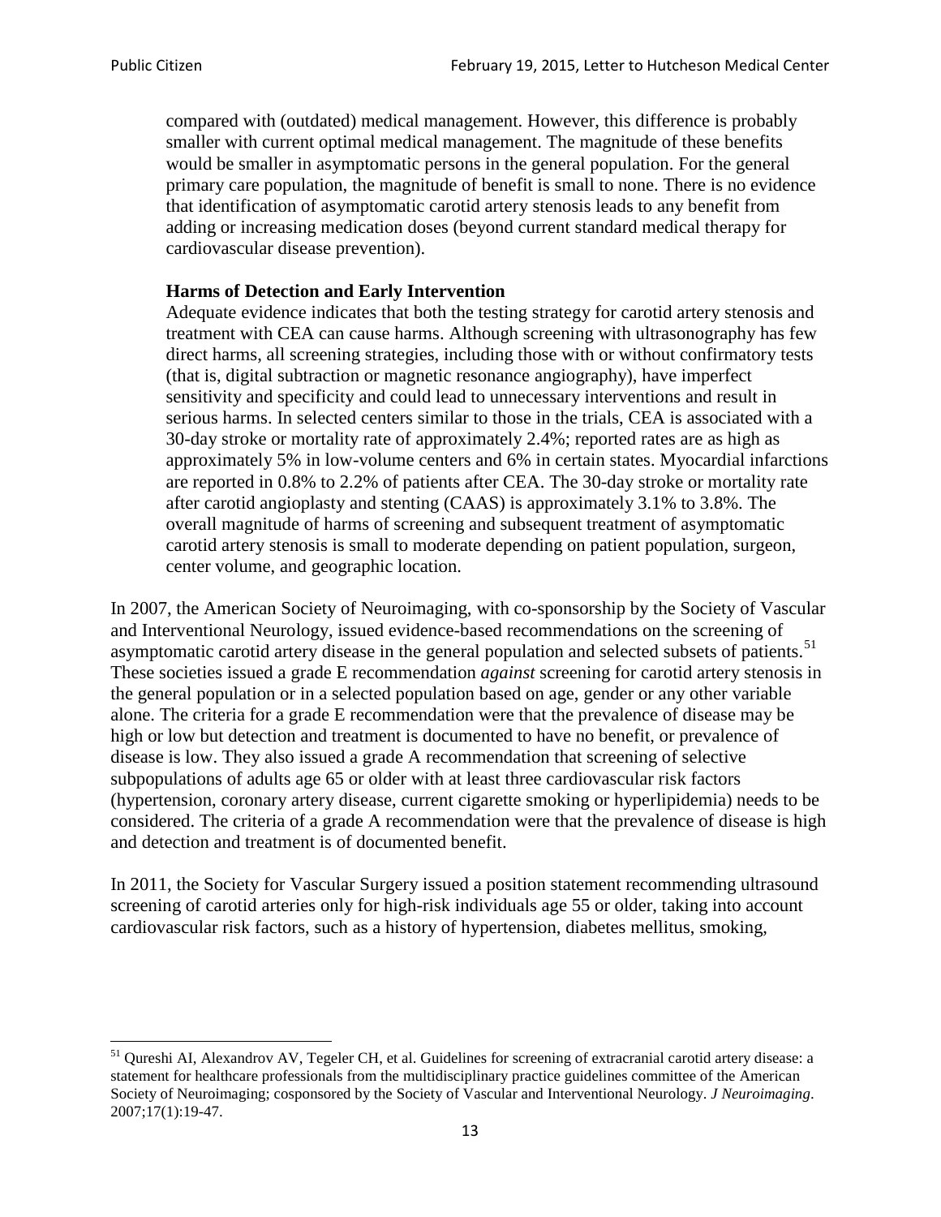> compared with (outdated) medical management. However, this difference is probably smaller with current optimal medical management. The magnitude of these benefits would be smaller in asymptomatic persons in the general population. For the general primary care population, the magnitude of benefit is small to none. There is no evidence that identification of asymptomatic carotid artery stenosis leads to any benefit from adding or increasing medication doses (beyond current standard medical therapy for cardiovascular disease prevention).
>
> **Harms of Detection and Early Intervention**
>
> Adequate evidence indicates that both the testing strategy for carotid artery stenosis and treatment with CEA can cause harms. Although screening with ultrasonography has few direct harms, all screening strategies, including those with or without confirmatory tests (that is, digital subtraction or magnetic resonance angiography), have imperfect sensitivity and specificity and could lead to unnecessary interventions and result in serious harms. In selected centers similar to those in the trials, CEA is associated with a 30-day stroke or mortality rate of approximately 2.4%; reported rates are as high as approximately 5% in low-volume centers and 6% in certain states. Myocardial infarctions are reported in 0.8% to 2.2% of patients after CEA. The 30-day stroke or mortality rate after carotid angioplasty and stenting (CAAS) is approximately 3.1% to 3.8%. The overall magnitude of harms of screening and subsequent treatment of asymptomatic carotid artery stenosis is small to moderate depending on patient population, surgeon, center volume, and geographic location.

In 2007, the American Society of Neuroimaging, with co-sponsorship by the Society of Vascular and Interventional Neurology, issued evidence-based recommendations on the screening of asymptomatic carotid artery disease in the general population and selected subsets of patients.[51] These societies issued a grade E recommendation *against* screening for carotid artery stenosis in the general population or in a selected population based on age, gender or any other variable alone. The criteria for a grade E recommendation were that the prevalence of disease may be high or low but detection and treatment is documented to have no benefit, or prevalence of disease is low. They also issued a grade A recommendation that screening of selective subpopulations of adults age 65 or older with at least three cardiovascular risk factors (hypertension, coronary artery disease, current cigarette smoking or hyperlipidemia) needs to be considered. The criteria of a grade A recommendation were that the prevalence of disease is high and detection and treatment is of documented benefit.

In 2011, the Society for Vascular Surgery issued a position statement recommending ultrasound screening of carotid arteries only for high-risk individuals age 55 or older, taking into account cardiovascular risk factors, such as a history of hypertension, diabetes mellitus, smoking,

---

[51] Qureshi AI, Alexandrov AV, Tegeler CH, et al. Guidelines for screening of extracranial carotid artery disease: a statement for healthcare professionals from the multidisciplinary practice guidelines committee of the American Society of Neuroimaging; cosponsored by the Society of Vascular and Interventional Neurology. *J Neuroimaging*. 2007;17(1):19-47.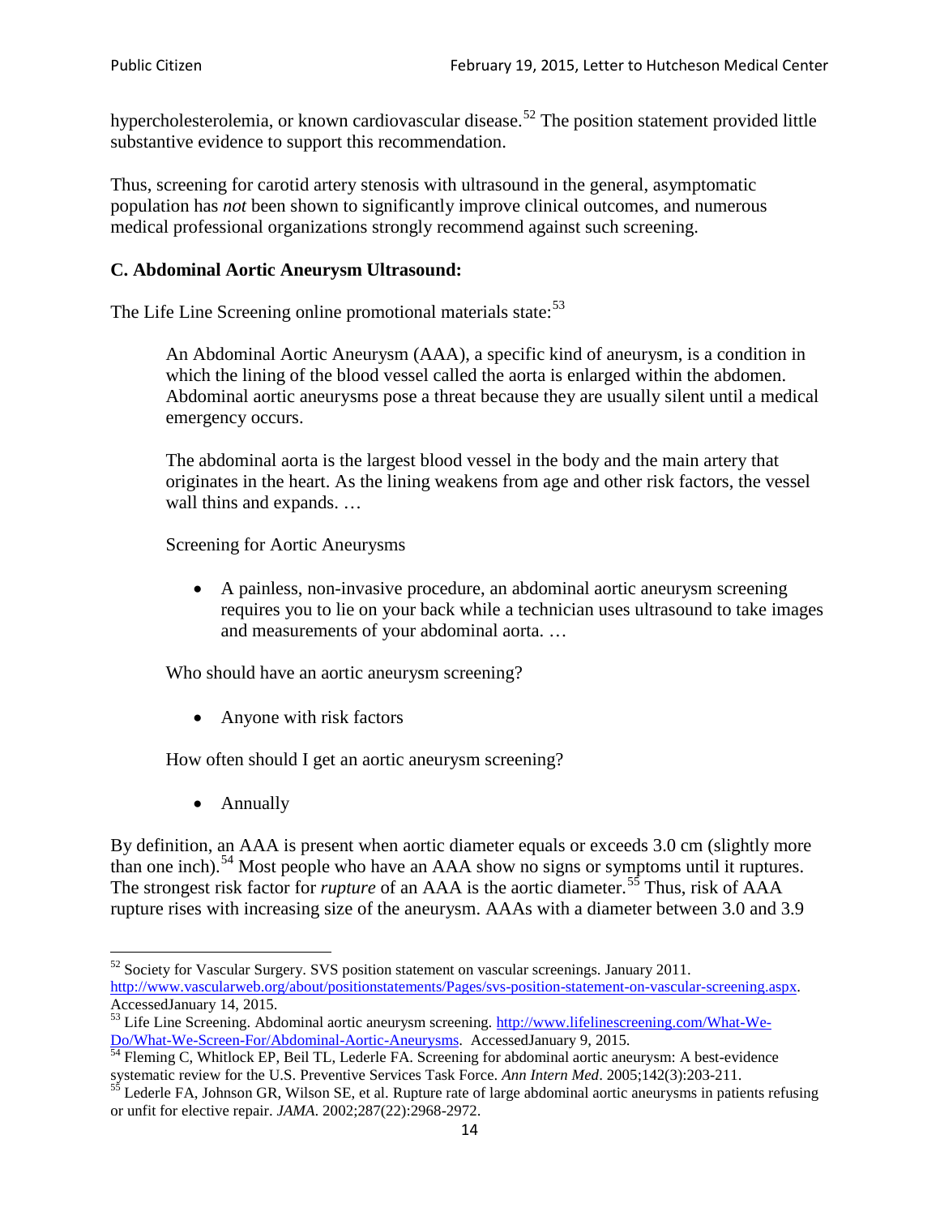hypercholesterolemia, or known cardiovascular disease.[52] The position statement provided little substantive evidence to support this recommendation.

Thus, screening for carotid artery stenosis with ultrasound in the general, asymptomatic population has *not* been shown to significantly improve clinical outcomes, and numerous medical professional organizations strongly recommend against such screening.

### C. Abdominal Aortic Aneurysm Ultrasound:

The Life Line Screening online promotional materials state:[53]

> An Abdominal Aortic Aneurysm (AAA), a specific kind of aneurysm, is a condition in which the lining of the blood vessel called the aorta is enlarged within the abdomen. Abdominal aortic aneurysms pose a threat because they are usually silent until a medical emergency occurs.
>
> The abdominal aorta is the largest blood vessel in the body and the main artery that originates in the heart. As the lining weakens from age and other risk factors, the vessel wall thins and expands. …
>
> Screening for Aortic Aneurysms
>
> - A painless, non-invasive procedure, an abdominal aortic aneurysm screening requires you to lie on your back while a technician uses ultrasound to take images and measurements of your abdominal aorta. …
>
> Who should have an aortic aneurysm screening?
>
> - Anyone with risk factors
>
> How often should I get an aortic aneurysm screening?
>
> - Annually

By definition, an AAA is present when aortic diameter equals or exceeds 3.0 cm (slightly more than one inch).[54] Most people who have an AAA show no signs or symptoms until it ruptures. The strongest risk factor for *rupture* of an AAA is the aortic diameter.[55] Thus, risk of AAA rupture rises with increasing size of the aneurysm. AAAs with a diameter between 3.0 and 3.9

---

[52] Society for Vascular Surgery. SVS position statement on vascular screenings. January 2011. http://www.vascularweb.org/about/positionstatements/Pages/svs-position-statement-on-vascular-screening.aspx. AccessedJanuary 14, 2015.

[53] Life Line Screening. Abdominal aortic aneurysm screening. http://www.lifelinescreening.com/What-We-Do/What-We-Screen-For/Abdominal-Aortic-Aneurysms. AccessedJanuary 9, 2015.

[54] Fleming C, Whitlock EP, Beil TL, Lederle FA. Screening for abdominal aortic aneurysm: A best-evidence systematic review for the U.S. Preventive Services Task Force. *Ann Intern Med*. 2005;142(3):203-211.

[55] Lederle FA, Johnson GR, Wilson SE, et al. Rupture rate of large abdominal aortic aneurysms in patients refusing or unfit for elective repair. *JAMA*. 2002;287(22):2968-2972.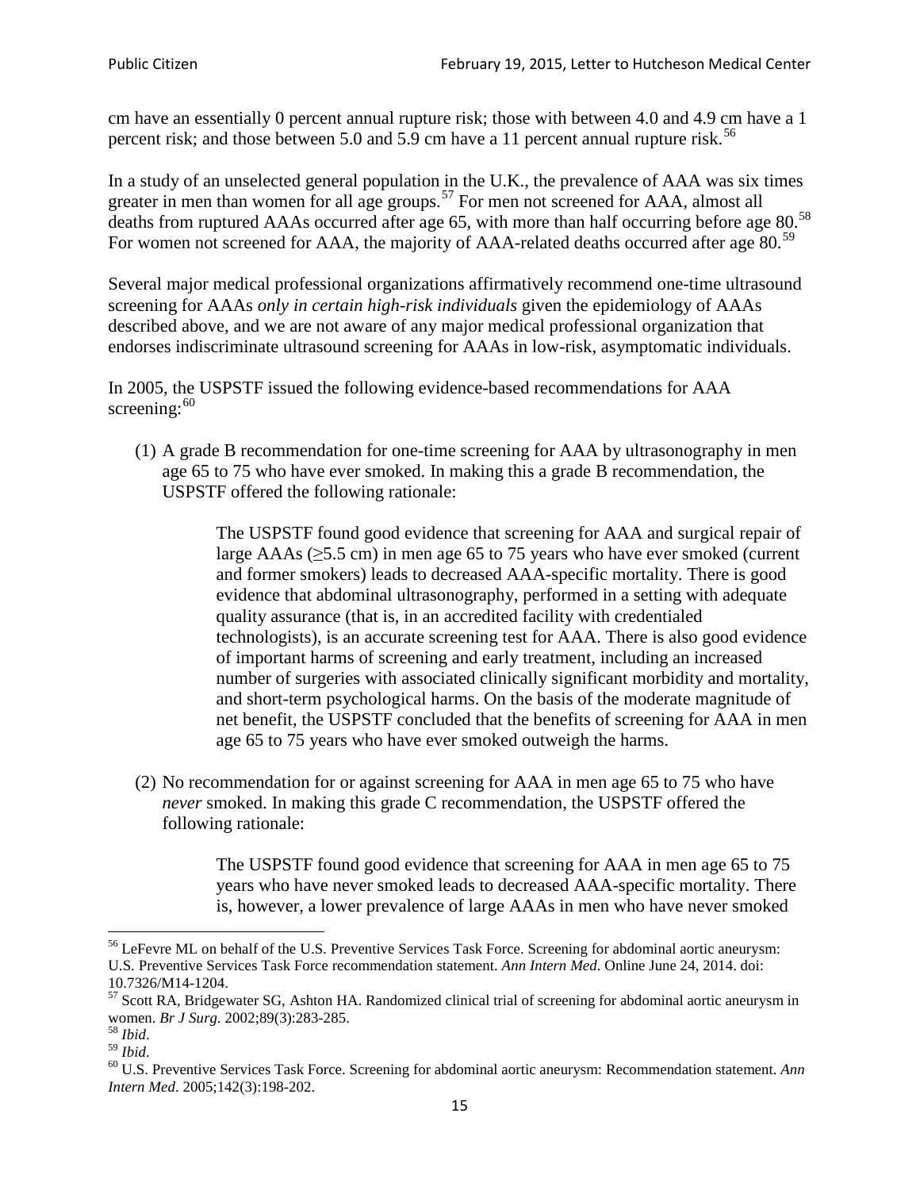cm have an essentially 0 percent annual rupture risk; those with between 4.0 and 4.9 cm have a 1 percent risk; and those between 5.0 and 5.9 cm have a 11 percent annual rupture risk.[56]

In a study of an unselected general population in the U.K., the prevalence of AAA was six times greater in men than women for all age groups.[57] For men not screened for AAA, almost all deaths from ruptured AAAs occurred after age 65, with more than half occurring before age 80.[58] For women not screened for AAA, the majority of AAA-related deaths occurred after age 80.[59]

Several major medical professional organizations affirmatively recommend one-time ultrasound screening for AAAs *only in certain high-risk individuals* given the epidemiology of AAAs described above, and we are not aware of any major medical professional organization that endorses indiscriminate ultrasound screening for AAAs in low-risk, asymptomatic individuals.

In 2005, the USPSTF issued the following evidence-based recommendations for AAA screening:[60]

(1) A grade B recommendation for one-time screening for AAA by ultrasonography in men age 65 to 75 who have ever smoked. In making this a grade B recommendation, the USPSTF offered the following rationale:

> The USPSTF found good evidence that screening for AAA and surgical repair of large AAAs (≥5.5 cm) in men age 65 to 75 years who have ever smoked (current and former smokers) leads to decreased AAA-specific mortality. There is good evidence that abdominal ultrasonography, performed in a setting with adequate quality assurance (that is, in an accredited facility with credentialed technologists), is an accurate screening test for AAA. There is also good evidence of important harms of screening and early treatment, including an increased number of surgeries with associated clinically significant morbidity and mortality, and short-term psychological harms. On the basis of the moderate magnitude of net benefit, the USPSTF concluded that the benefits of screening for AAA in men age 65 to 75 years who have ever smoked outweigh the harms.

(2) No recommendation for or against screening for AAA in men age 65 to 75 who have *never* smoked. In making this grade C recommendation, the USPSTF offered the following rationale:

> The USPSTF found good evidence that screening for AAA in men age 65 to 75 years who have never smoked leads to decreased AAA-specific mortality. There is, however, a lower prevalence of large AAAs in men who have never smoked

---

[56] LeFevre ML on behalf of the U.S. Preventive Services Task Force. Screening for abdominal aortic aneurysm: U.S. Preventive Services Task Force recommendation statement. *Ann Intern Med*. Online June 24, 2014. doi: 10.7326/M14-1204.

[57] Scott RA, Bridgewater SG, Ashton HA. Randomized clinical trial of screening for abdominal aortic aneurysm in women. *Br J Surg.* 2002;89(3):283-285.

[58] *Ibid*.

[59] *Ibid*.

[60] U.S. Preventive Services Task Force. Screening for abdominal aortic aneurysm: Recommendation statement. *Ann Intern Med*. 2005;142(3):198-202.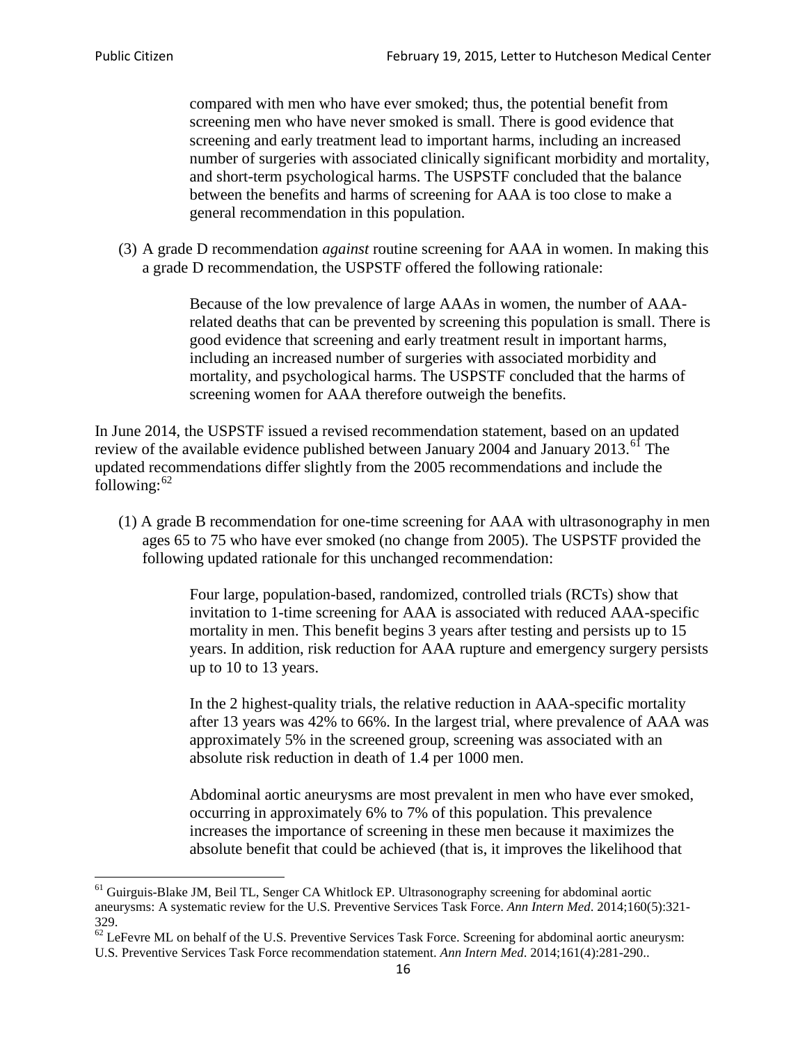> compared with men who have ever smoked; thus, the potential benefit from screening men who have never smoked is small. There is good evidence that screening and early treatment lead to important harms, including an increased number of surgeries with associated clinically significant morbidity and mortality, and short-term psychological harms. The USPSTF concluded that the balance between the benefits and harms of screening for AAA is too close to make a general recommendation in this population.

(3) A grade D recommendation *against* routine screening for AAA in women. In making this a grade D recommendation, the USPSTF offered the following rationale:

> Because of the low prevalence of large AAAs in women, the number of AAA-related deaths that can be prevented by screening this population is small. There is good evidence that screening and early treatment result in important harms, including an increased number of surgeries with associated morbidity and mortality, and psychological harms. The USPSTF concluded that the harms of screening women for AAA therefore outweigh the benefits.

In June 2014, the USPSTF issued a revised recommendation statement, based on an updated review of the available evidence published between January 2004 and January 2013.[61] The updated recommendations differ slightly from the 2005 recommendations and include the following:[62]

(1) A grade B recommendation for one-time screening for AAA with ultrasonography in men ages 65 to 75 who have ever smoked (no change from 2005). The USPSTF provided the following updated rationale for this unchanged recommendation:

> Four large, population-based, randomized, controlled trials (RCTs) show that invitation to 1-time screening for AAA is associated with reduced AAA-specific mortality in men. This benefit begins 3 years after testing and persists up to 15 years. In addition, risk reduction for AAA rupture and emergency surgery persists up to 10 to 13 years.
>
> In the 2 highest-quality trials, the relative reduction in AAA-specific mortality after 13 years was 42% to 66%. In the largest trial, where prevalence of AAA was approximately 5% in the screened group, screening was associated with an absolute risk reduction in death of 1.4 per 1000 men.
>
> Abdominal aortic aneurysms are most prevalent in men who have ever smoked, occurring in approximately 6% to 7% of this population. This prevalence increases the importance of screening in these men because it maximizes the absolute benefit that could be achieved (that is, it improves the likelihood that

---

[61] Guirguis-Blake JM, Beil TL, Senger CA Whitlock EP. Ultrasonography screening for abdominal aortic aneurysms: A systematic review for the U.S. Preventive Services Task Force. *Ann Intern Med*. 2014;160(5):321-329.

[62] LeFevre ML on behalf of the U.S. Preventive Services Task Force. Screening for abdominal aortic aneurysm: U.S. Preventive Services Task Force recommendation statement. *Ann Intern Med*. 2014;161(4):281-290..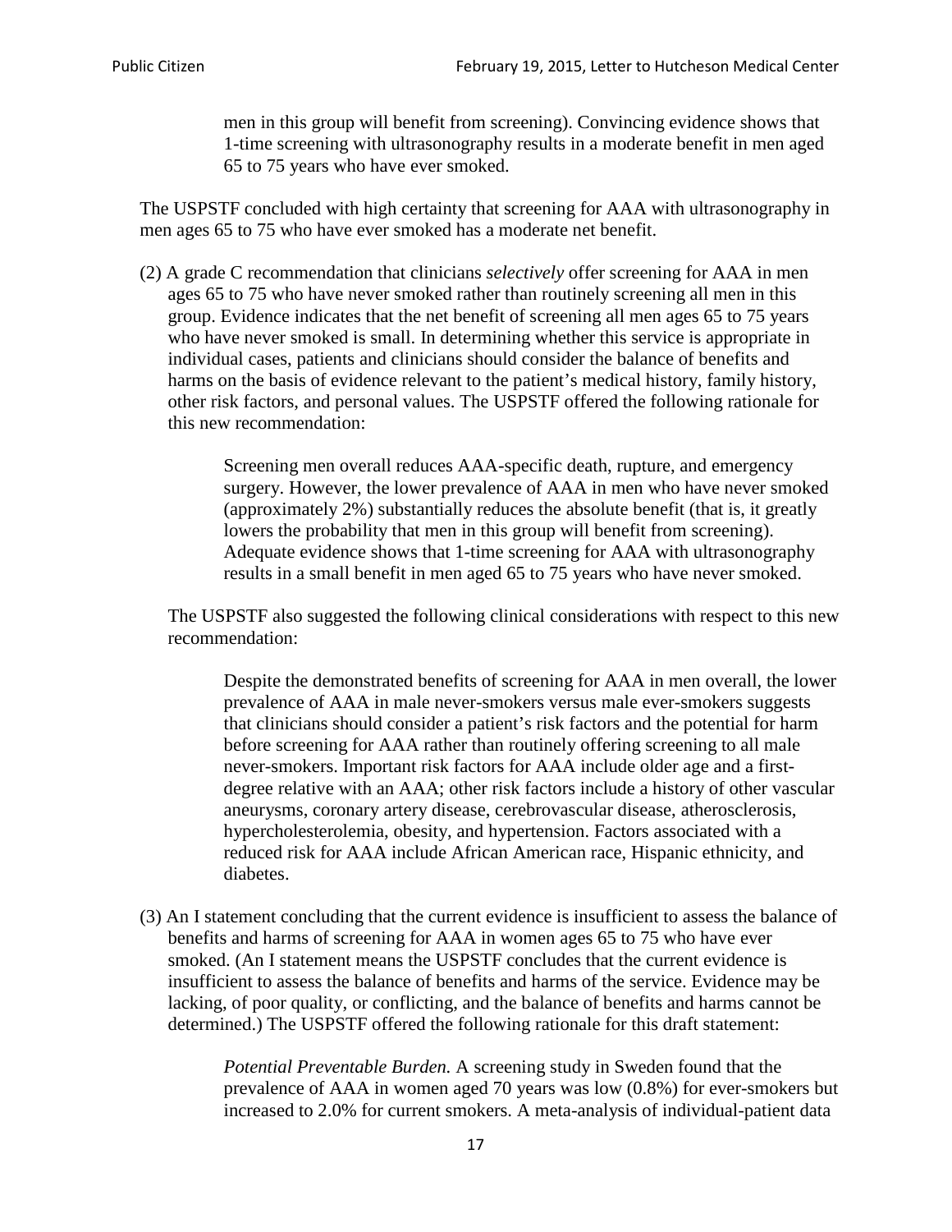> men in this group will benefit from screening). Convincing evidence shows that 1-time screening with ultrasonography results in a moderate benefit in men aged 65 to 75 years who have ever smoked.

The USPSTF concluded with high certainty that screening for AAA with ultrasonography in men ages 65 to 75 who have ever smoked has a moderate net benefit.

(2) A grade C recommendation that clinicians *selectively* offer screening for AAA in men ages 65 to 75 who have never smoked rather than routinely screening all men in this group. Evidence indicates that the net benefit of screening all men ages 65 to 75 years who have never smoked is small. In determining whether this service is appropriate in individual cases, patients and clinicians should consider the balance of benefits and harms on the basis of evidence relevant to the patient's medical history, family history, other risk factors, and personal values. The USPSTF offered the following rationale for this new recommendation:

> Screening men overall reduces AAA-specific death, rupture, and emergency surgery. However, the lower prevalence of AAA in men who have never smoked (approximately 2%) substantially reduces the absolute benefit (that is, it greatly lowers the probability that men in this group will benefit from screening). Adequate evidence shows that 1-time screening for AAA with ultrasonography results in a small benefit in men aged 65 to 75 years who have never smoked.

The USPSTF also suggested the following clinical considerations with respect to this new recommendation:

> Despite the demonstrated benefits of screening for AAA in men overall, the lower prevalence of AAA in male never-smokers versus male ever-smokers suggests that clinicians should consider a patient's risk factors and the potential for harm before screening for AAA rather than routinely offering screening to all male never-smokers. Important risk factors for AAA include older age and a first-degree relative with an AAA; other risk factors include a history of other vascular aneurysms, coronary artery disease, cerebrovascular disease, atherosclerosis, hypercholesterolemia, obesity, and hypertension. Factors associated with a reduced risk for AAA include African American race, Hispanic ethnicity, and diabetes.

(3) An I statement concluding that the current evidence is insufficient to assess the balance of benefits and harms of screening for AAA in women ages 65 to 75 who have ever smoked. (An I statement means the USPSTF concludes that the current evidence is insufficient to assess the balance of benefits and harms of the service. Evidence may be lacking, of poor quality, or conflicting, and the balance of benefits and harms cannot be determined.) The USPSTF offered the following rationale for this draft statement:

> *Potential Preventable Burden.* A screening study in Sweden found that the prevalence of AAA in women aged 70 years was low (0.8%) for ever-smokers but increased to 2.0% for current smokers. A meta-analysis of individual-patient data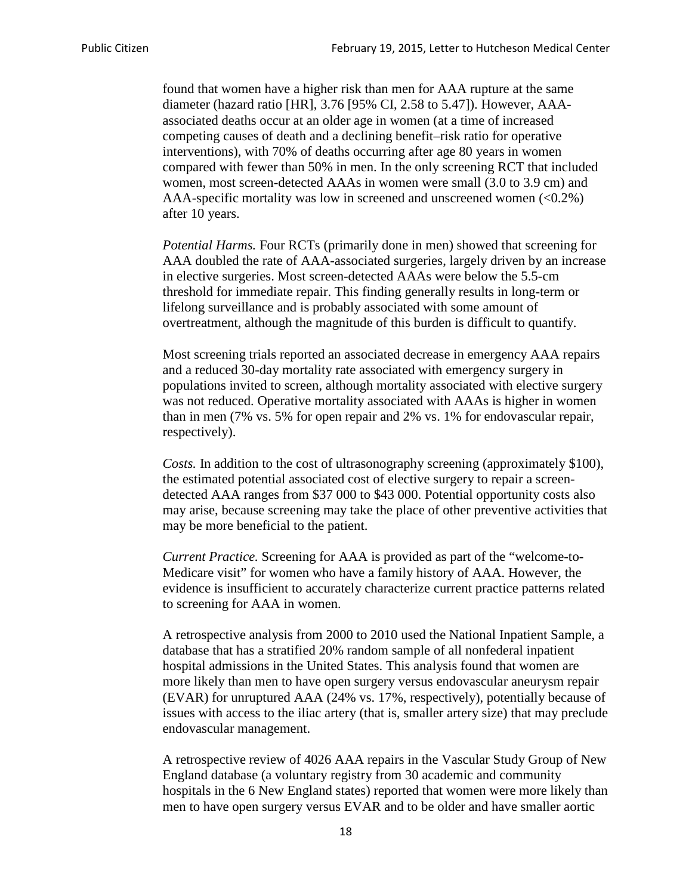found that women have a higher risk than men for AAA rupture at the same diameter (hazard ratio [HR], 3.76 [95% CI, 2.58 to 5.47]). However, AAA-associated deaths occur at an older age in women (at a time of increased competing causes of death and a declining benefit–risk ratio for operative interventions), with 70% of deaths occurring after age 80 years in women compared with fewer than 50% in men. In the only screening RCT that included women, most screen-detected AAAs in women were small (3.0 to 3.9 cm) and AAA-specific mortality was low in screened and unscreened women (<0.2%) after 10 years.

*Potential Harms.* Four RCTs (primarily done in men) showed that screening for AAA doubled the rate of AAA-associated surgeries, largely driven by an increase in elective surgeries. Most screen-detected AAAs were below the 5.5-cm threshold for immediate repair. This finding generally results in long-term or lifelong surveillance and is probably associated with some amount of overtreatment, although the magnitude of this burden is difficult to quantify.

Most screening trials reported an associated decrease in emergency AAA repairs and a reduced 30-day mortality rate associated with emergency surgery in populations invited to screen, although mortality associated with elective surgery was not reduced. Operative mortality associated with AAAs is higher in women than in men (7% vs. 5% for open repair and 2% vs. 1% for endovascular repair, respectively).

*Costs.* In addition to the cost of ultrasonography screening (approximately $100), the estimated potential associated cost of elective surgery to repair a screen-detected AAA ranges from $37 000 to $43 000. Potential opportunity costs also may arise, because screening may take the place of other preventive activities that may be more beneficial to the patient.

*Current Practice.* Screening for AAA is provided as part of the "welcome-to-Medicare visit" for women who have a family history of AAA. However, the evidence is insufficient to accurately characterize current practice patterns related to screening for AAA in women.

A retrospective analysis from 2000 to 2010 used the National Inpatient Sample, a database that has a stratified 20% random sample of all nonfederal inpatient hospital admissions in the United States. This analysis found that women are more likely than men to have open surgery versus endovascular aneurysm repair (EVAR) for unruptured AAA (24% vs. 17%, respectively), potentially because of issues with access to the iliac artery (that is, smaller artery size) that may preclude endovascular management.

A retrospective review of 4026 AAA repairs in the Vascular Study Group of New England database (a voluntary registry from 30 academic and community hospitals in the 6 New England states) reported that women were more likely than men to have open surgery versus EVAR and to be older and have smaller aortic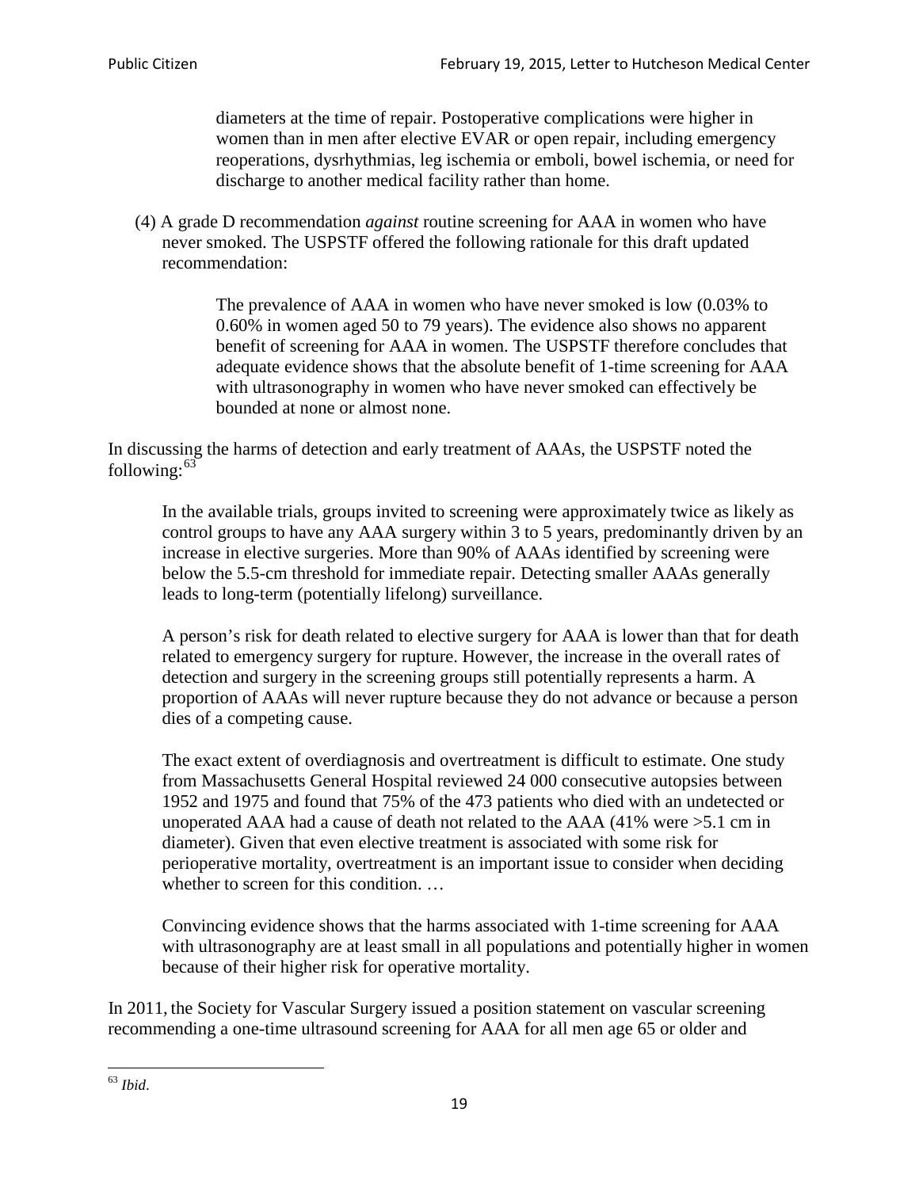> diameters at the time of repair. Postoperative complications were higher in women than in men after elective EVAR or open repair, including emergency reoperations, dysrhythmias, leg ischemia or emboli, bowel ischemia, or need for discharge to another medical facility rather than home.

(4) A grade D recommendation *against* routine screening for AAA in women who have never smoked. The USPSTF offered the following rationale for this draft updated recommendation:

> The prevalence of AAA in women who have never smoked is low (0.03% to 0.60% in women aged 50 to 79 years). The evidence also shows no apparent benefit of screening for AAA in women. The USPSTF therefore concludes that adequate evidence shows that the absolute benefit of 1-time screening for AAA with ultrasonography in women who have never smoked can effectively be bounded at none or almost none.

In discussing the harms of detection and early treatment of AAAs, the USPSTF noted the following:[63]

> In the available trials, groups invited to screening were approximately twice as likely as control groups to have any AAA surgery within 3 to 5 years, predominantly driven by an increase in elective surgeries. More than 90% of AAAs identified by screening were below the 5.5-cm threshold for immediate repair. Detecting smaller AAAs generally leads to long-term (potentially lifelong) surveillance.
>
> A person's risk for death related to elective surgery for AAA is lower than that for death related to emergency surgery for rupture. However, the increase in the overall rates of detection and surgery in the screening groups still potentially represents a harm. A proportion of AAAs will never rupture because they do not advance or because a person dies of a competing cause.
>
> The exact extent of overdiagnosis and overtreatment is difficult to estimate. One study from Massachusetts General Hospital reviewed 24 000 consecutive autopsies between 1952 and 1975 and found that 75% of the 473 patients who died with an undetected or unoperated AAA had a cause of death not related to the AAA (41% were >5.1 cm in diameter). Given that even elective treatment is associated with some risk for perioperative mortality, overtreatment is an important issue to consider when deciding whether to screen for this condition. …
>
> Convincing evidence shows that the harms associated with 1-time screening for AAA with ultrasonography are at least small in all populations and potentially higher in women because of their higher risk for operative mortality.

In 2011, the Society for Vascular Surgery issued a position statement on vascular screening recommending a one-time ultrasound screening for AAA for all men age 65 or older and

[63] *Ibid*.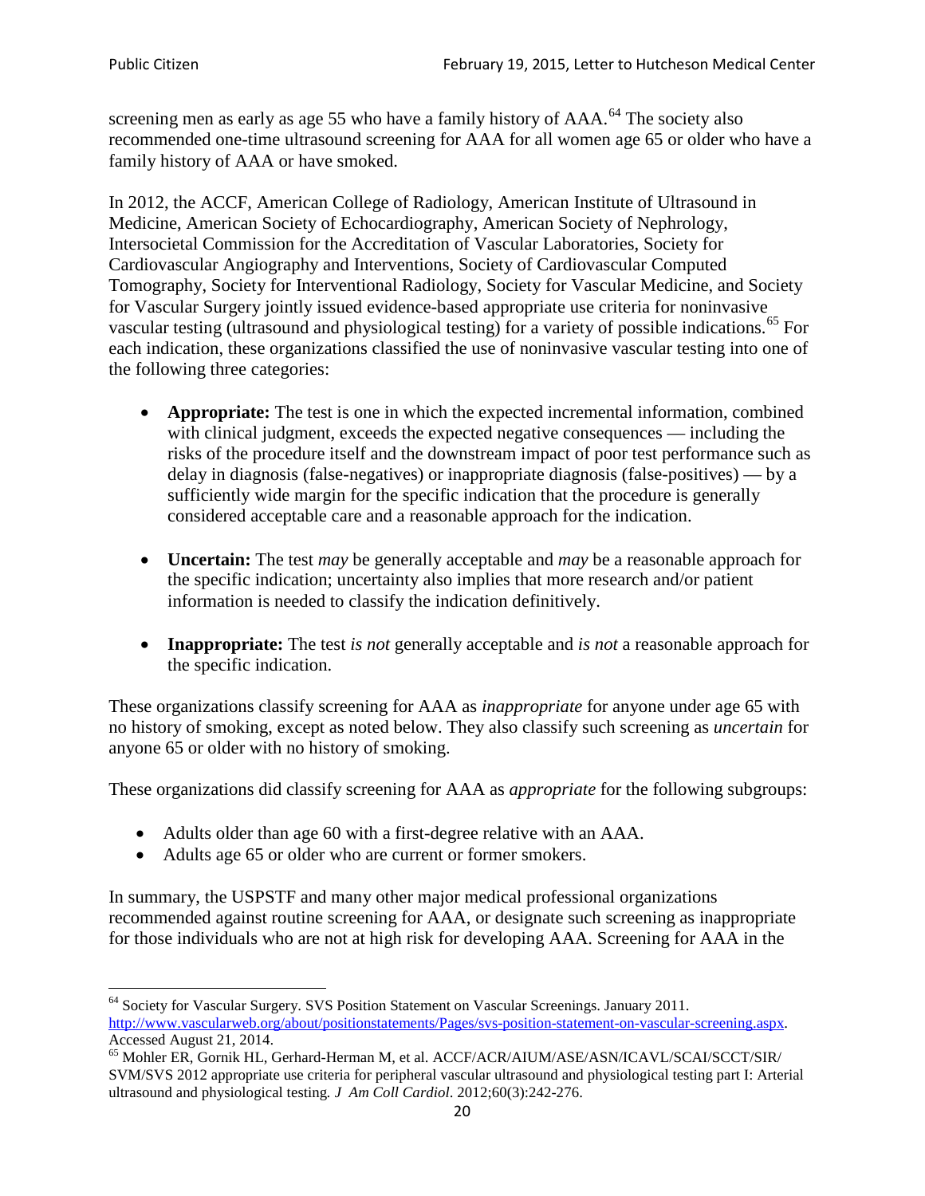screening men as early as age 55 who have a family history of AAA.[64] The society also recommended one-time ultrasound screening for AAA for all women age 65 or older who have a family history of AAA or have smoked.

In 2012, the ACCF, American College of Radiology, American Institute of Ultrasound in Medicine, American Society of Echocardiography, American Society of Nephrology, Intersocietal Commission for the Accreditation of Vascular Laboratories, Society for Cardiovascular Angiography and Interventions, Society of Cardiovascular Computed Tomography, Society for Interventional Radiology, Society for Vascular Medicine, and Society for Vascular Surgery jointly issued evidence-based appropriate use criteria for noninvasive vascular testing (ultrasound and physiological testing) for a variety of possible indications.[65] For each indication, these organizations classified the use of noninvasive vascular testing into one of the following three categories:

- **Appropriate:** The test is one in which the expected incremental information, combined with clinical judgment, exceeds the expected negative consequences — including the risks of the procedure itself and the downstream impact of poor test performance such as delay in diagnosis (false-negatives) or inappropriate diagnosis (false-positives) — by a sufficiently wide margin for the specific indication that the procedure is generally considered acceptable care and a reasonable approach for the indication.

- **Uncertain:** The test *may* be generally acceptable and *may* be a reasonable approach for the specific indication; uncertainty also implies that more research and/or patient information is needed to classify the indication definitively.

- **Inappropriate:** The test *is not* generally acceptable and *is not* a reasonable approach for the specific indication.

These organizations classify screening for AAA as *inappropriate* for anyone under age 65 with no history of smoking, except as noted below. They also classify such screening as *uncertain* for anyone 65 or older with no history of smoking.

These organizations did classify screening for AAA as *appropriate* for the following subgroups:

- Adults older than age 60 with a first-degree relative with an AAA.
- Adults age 65 or older who are current or former smokers.

In summary, the USPSTF and many other major medical professional organizations recommended against routine screening for AAA, or designate such screening as inappropriate for those individuals who are not at high risk for developing AAA. Screening for AAA in the

[64] Society for Vascular Surgery. SVS Position Statement on Vascular Screenings. January 2011. http://www.vascularweb.org/about/positionstatements/Pages/svs-position-statement-on-vascular-screening.aspx. Accessed August 21, 2014.

[65] Mohler ER, Gornik HL, Gerhard-Herman M, et al. ACCF/ACR/AIUM/ASE/ASN/ICAVL/SCAI/SCCT/SIR/SVM/SVS 2012 appropriate use criteria for peripheral vascular ultrasound and physiological testing part I: Arterial ultrasound and physiological testing. *J Am Coll Cardiol*. 2012;60(3):242-276.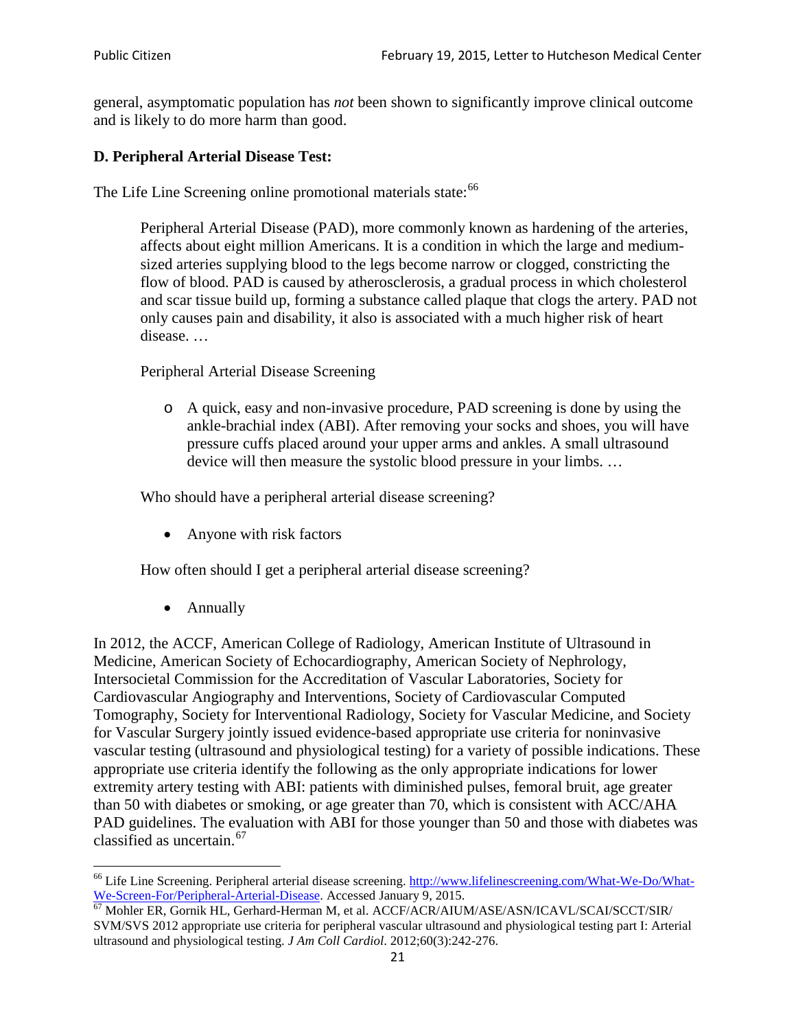general, asymptomatic population has *not* been shown to significantly improve clinical outcome and is likely to do more harm than good.

### D. Peripheral Arterial Disease Test:

The Life Line Screening online promotional materials state:[66]

> Peripheral Arterial Disease (PAD), more commonly known as hardening of the arteries, affects about eight million Americans. It is a condition in which the large and medium-sized arteries supplying blood to the legs become narrow or clogged, constricting the flow of blood. PAD is caused by atherosclerosis, a gradual process in which cholesterol and scar tissue build up, forming a substance called plaque that clogs the artery. PAD not only causes pain and disability, it also is associated with a much higher risk of heart disease. …
>
> Peripheral Arterial Disease Screening
>
> - A quick, easy and non-invasive procedure, PAD screening is done by using the ankle-brachial index (ABI). After removing your socks and shoes, you will have pressure cuffs placed around your upper arms and ankles. A small ultrasound device will then measure the systolic blood pressure in your limbs. …
>
> Who should have a peripheral arterial disease screening?
>
> - Anyone with risk factors
>
> How often should I get a peripheral arterial disease screening?
>
> - Annually

In 2012, the ACCF, American College of Radiology, American Institute of Ultrasound in Medicine, American Society of Echocardiography, American Society of Nephrology, Intersocietal Commission for the Accreditation of Vascular Laboratories, Society for Cardiovascular Angiography and Interventions, Society of Cardiovascular Computed Tomography, Society for Interventional Radiology, Society for Vascular Medicine, and Society for Vascular Surgery jointly issued evidence-based appropriate use criteria for noninvasive vascular testing (ultrasound and physiological testing) for a variety of possible indications. These appropriate use criteria identify the following as the only appropriate indications for lower extremity artery testing with ABI: patients with diminished pulses, femoral bruit, age greater than 50 with diabetes or smoking, or age greater than 70, which is consistent with ACC/AHA PAD guidelines. The evaluation with ABI for those younger than 50 and those with diabetes was classified as uncertain.[67]

---

[66] Life Line Screening. Peripheral arterial disease screening. http://www.lifelinescreening.com/What-We-Do/What-We-Screen-For/Peripheral-Arterial-Disease. Accessed January 9, 2015.

[67] Mohler ER, Gornik HL, Gerhard-Herman M, et al. ACCF/ACR/AIUM/ASE/ASN/ICAVL/SCAI/SCCT/SIR/SVM/SVS 2012 appropriate use criteria for peripheral vascular ultrasound and physiological testing part I: Arterial ultrasound and physiological testing. *J Am Coll Cardiol*. 2012;60(3):242-276.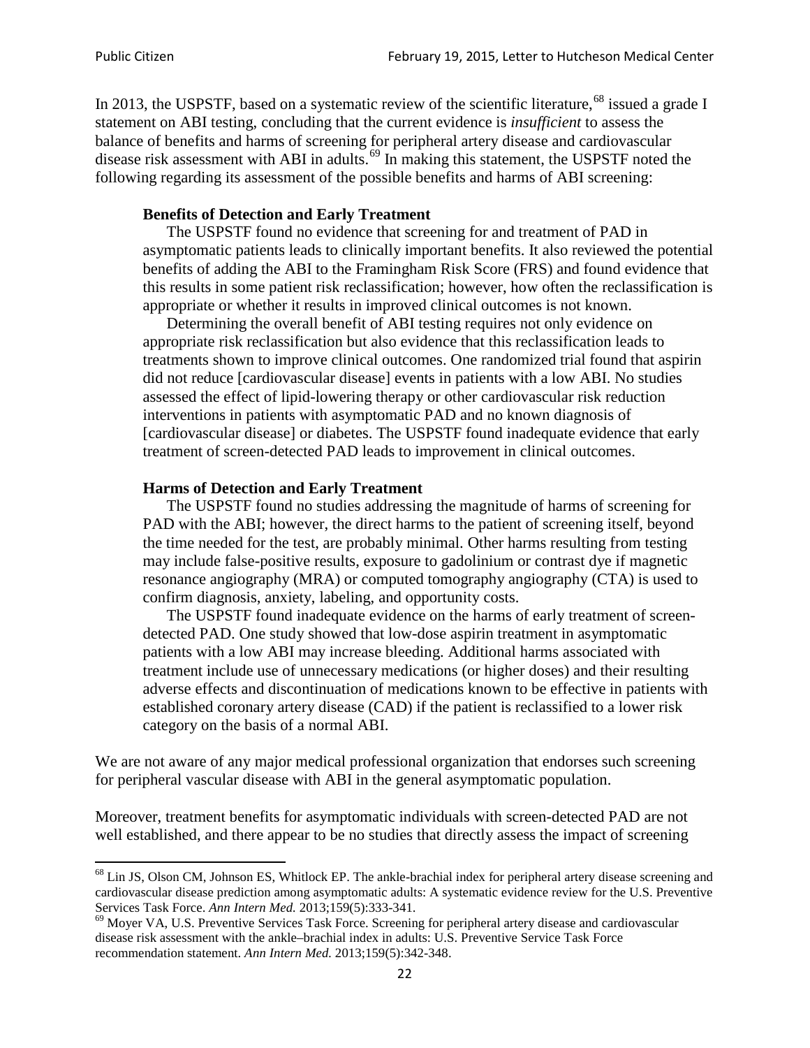In 2013, the USPSTF, based on a systematic review of the scientific literature,[68] issued a grade I statement on ABI testing, concluding that the current evidence is *insufficient* to assess the balance of benefits and harms of screening for peripheral artery disease and cardiovascular disease risk assessment with ABI in adults.[69] In making this statement, the USPSTF noted the following regarding its assessment of the possible benefits and harms of ABI screening:

> **Benefits of Detection and Early Treatment**
>
> The USPSTF found no evidence that screening for and treatment of PAD in asymptomatic patients leads to clinically important benefits. It also reviewed the potential benefits of adding the ABI to the Framingham Risk Score (FRS) and found evidence that this results in some patient risk reclassification; however, how often the reclassification is appropriate or whether it results in improved clinical outcomes is not known.
>
> Determining the overall benefit of ABI testing requires not only evidence on appropriate risk reclassification but also evidence that this reclassification leads to treatments shown to improve clinical outcomes. One randomized trial found that aspirin did not reduce [cardiovascular disease] events in patients with a low ABI. No studies assessed the effect of lipid-lowering therapy or other cardiovascular risk reduction interventions in patients with asymptomatic PAD and no known diagnosis of [cardiovascular disease] or diabetes. The USPSTF found inadequate evidence that early treatment of screen-detected PAD leads to improvement in clinical outcomes.
>
> **Harms of Detection and Early Treatment**
>
> The USPSTF found no studies addressing the magnitude of harms of screening for PAD with the ABI; however, the direct harms to the patient of screening itself, beyond the time needed for the test, are probably minimal. Other harms resulting from testing may include false-positive results, exposure to gadolinium or contrast dye if magnetic resonance angiography (MRA) or computed tomography angiography (CTA) is used to confirm diagnosis, anxiety, labeling, and opportunity costs.
>
> The USPSTF found inadequate evidence on the harms of early treatment of screen-detected PAD. One study showed that low-dose aspirin treatment in asymptomatic patients with a low ABI may increase bleeding. Additional harms associated with treatment include use of unnecessary medications (or higher doses) and their resulting adverse effects and discontinuation of medications known to be effective in patients with established coronary artery disease (CAD) if the patient is reclassified to a lower risk category on the basis of a normal ABI.

We are not aware of any major medical professional organization that endorses such screening for peripheral vascular disease with ABI in the general asymptomatic population.

Moreover, treatment benefits for asymptomatic individuals with screen-detected PAD are not well established, and there appear to be no studies that directly assess the impact of screening

---

[68] Lin JS, Olson CM, Johnson ES, Whitlock EP. The ankle-brachial index for peripheral artery disease screening and cardiovascular disease prediction among asymptomatic adults: A systematic evidence review for the U.S. Preventive Services Task Force. *Ann Intern Med.* 2013;159(5):333-341.

[69] Moyer VA, U.S. Preventive Services Task Force. Screening for peripheral artery disease and cardiovascular disease risk assessment with the ankle–brachial index in adults: U.S. Preventive Service Task Force recommendation statement. *Ann Intern Med.* 2013;159(5):342-348.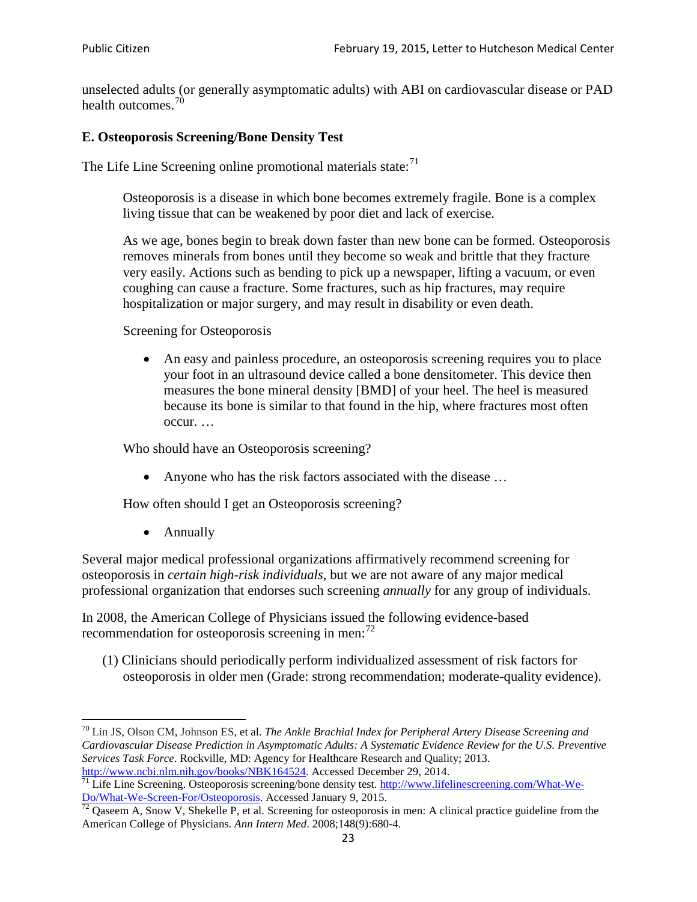unselected adults (or generally asymptomatic adults) with ABI on cardiovascular disease or PAD health outcomes.[70]

### E. Osteoporosis Screening/Bone Density Test

The Life Line Screening online promotional materials state:[71]

> Osteoporosis is a disease in which bone becomes extremely fragile. Bone is a complex living tissue that can be weakened by poor diet and lack of exercise.
>
> As we age, bones begin to break down faster than new bone can be formed. Osteoporosis removes minerals from bones until they become so weak and brittle that they fracture very easily. Actions such as bending to pick up a newspaper, lifting a vacuum, or even coughing can cause a fracture. Some fractures, such as hip fractures, may require hospitalization or major surgery, and may result in disability or even death.
>
> Screening for Osteoporosis
>
> - An easy and painless procedure, an osteoporosis screening requires you to place your foot in an ultrasound device called a bone densitometer. This device then measures the bone mineral density [BMD] of your heel. The heel is measured because its bone is similar to that found in the hip, where fractures most often occur. …
>
> Who should have an Osteoporosis screening?
>
> - Anyone who has the risk factors associated with the disease …
>
> How often should I get an Osteoporosis screening?
>
> - Annually

Several major medical professional organizations affirmatively recommend screening for osteoporosis in *certain high-risk individuals*, but we are not aware of any major medical professional organization that endorses such screening *annually* for any group of individuals.

In 2008, the American College of Physicians issued the following evidence-based recommendation for osteoporosis screening in men:[72]

> (1) Clinicians should periodically perform individualized assessment of risk factors for osteoporosis in older men (Grade: strong recommendation; moderate-quality evidence).

---

[70] Lin JS, Olson CM, Johnson ES, et al. *The Ankle Brachial Index for Peripheral Artery Disease Screening and Cardiovascular Disease Prediction in Asymptomatic Adults: A Systematic Evidence Review for the U.S. Preventive Services Task Force*. Rockville, MD: Agency for Healthcare Research and Quality; 2013. http://www.ncbi.nlm.nih.gov/books/NBK164524. Accessed December 29, 2014.

[71] Life Line Screening. Osteoporosis screening/bone density test. http://www.lifelinescreening.com/What-We-Do/What-We-Screen-For/Osteoporosis. Accessed January 9, 2015.

[72] Qaseem A, Snow V, Shekelle P, et al. Screening for osteoporosis in men: A clinical practice guideline from the American College of Physicians. *Ann Intern Med*. 2008;148(9):680-4.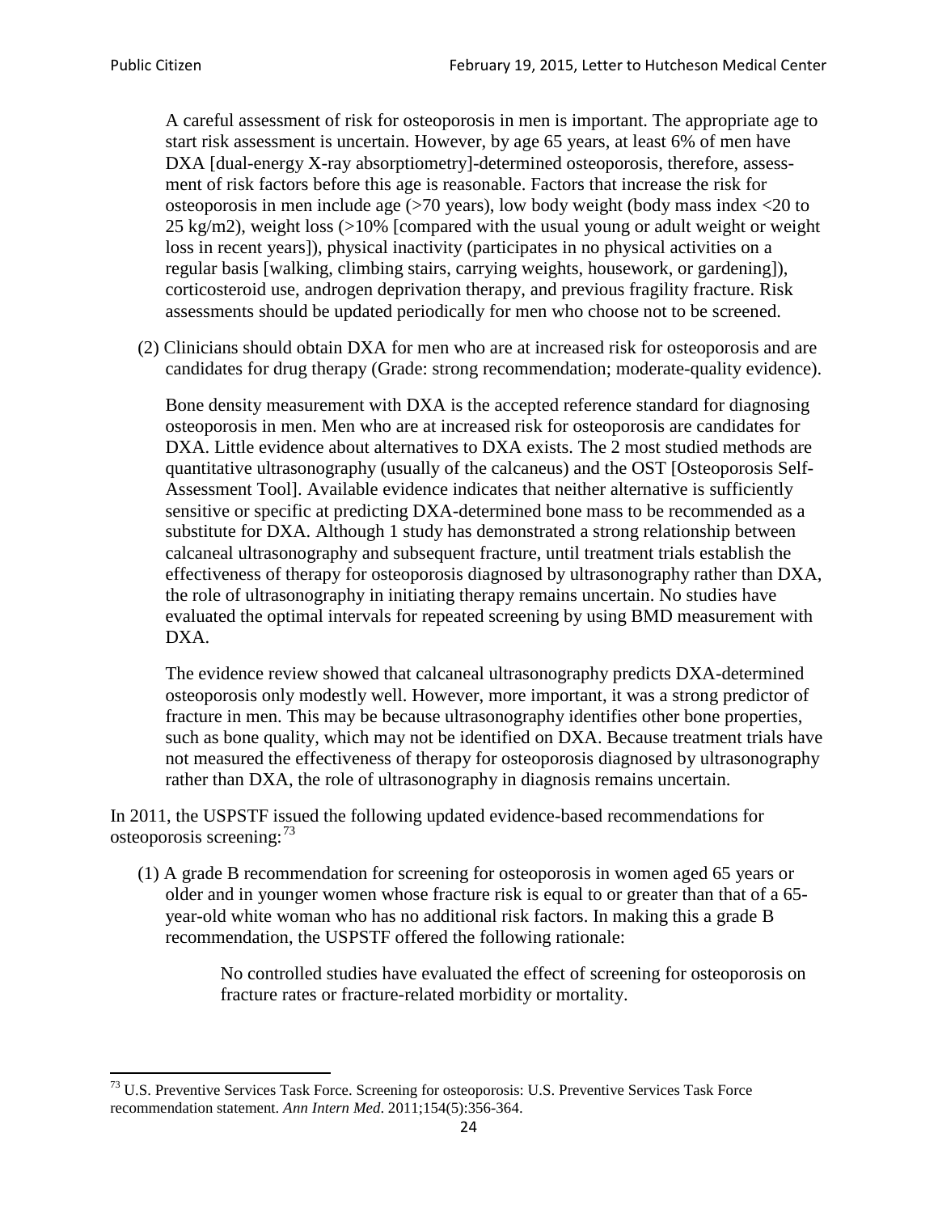A careful assessment of risk for osteoporosis in men is important. The appropriate age to start risk assessment is uncertain. However, by age 65 years, at least 6% of men have DXA [dual-energy X-ray absorptiometry]-determined osteoporosis, therefore, assessment of risk factors before this age is reasonable. Factors that increase the risk for osteoporosis in men include age (>70 years), low body weight (body mass index <20 to 25 kg/m2), weight loss (>10% [compared with the usual young or adult weight or weight loss in recent years]), physical inactivity (participates in no physical activities on a regular basis [walking, climbing stairs, carrying weights, housework, or gardening]), corticosteroid use, androgen deprivation therapy, and previous fragility fracture. Risk assessments should be updated periodically for men who choose not to be screened.

(2) Clinicians should obtain DXA for men who are at increased risk for osteoporosis and are candidates for drug therapy (Grade: strong recommendation; moderate-quality evidence).

Bone density measurement with DXA is the accepted reference standard for diagnosing osteoporosis in men. Men who are at increased risk for osteoporosis are candidates for DXA. Little evidence about alternatives to DXA exists. The 2 most studied methods are quantitative ultrasonography (usually of the calcaneus) and the OST [Osteoporosis Self-Assessment Tool]. Available evidence indicates that neither alternative is sufficiently sensitive or specific at predicting DXA-determined bone mass to be recommended as a substitute for DXA. Although 1 study has demonstrated a strong relationship between calcaneal ultrasonography and subsequent fracture, until treatment trials establish the effectiveness of therapy for osteoporosis diagnosed by ultrasonography rather than DXA, the role of ultrasonography in initiating therapy remains uncertain. No studies have evaluated the optimal intervals for repeated screening by using BMD measurement with DXA.

The evidence review showed that calcaneal ultrasonography predicts DXA-determined osteoporosis only modestly well. However, more important, it was a strong predictor of fracture in men. This may be because ultrasonography identifies other bone properties, such as bone quality, which may not be identified on DXA. Because treatment trials have not measured the effectiveness of therapy for osteoporosis diagnosed by ultrasonography rather than DXA, the role of ultrasonography in diagnosis remains uncertain.

In 2011, the USPSTF issued the following updated evidence-based recommendations for osteoporosis screening:[73]

(1) A grade B recommendation for screening for osteoporosis in women aged 65 years or older and in younger women whose fracture risk is equal to or greater than that of a 65-year-old white woman who has no additional risk factors. In making this a grade B recommendation, the USPSTF offered the following rationale:

> No controlled studies have evaluated the effect of screening for osteoporosis on fracture rates or fracture-related morbidity or mortality.

[73] U.S. Preventive Services Task Force. Screening for osteoporosis: U.S. Preventive Services Task Force recommendation statement. *Ann Intern Med*. 2011;154(5):356-364.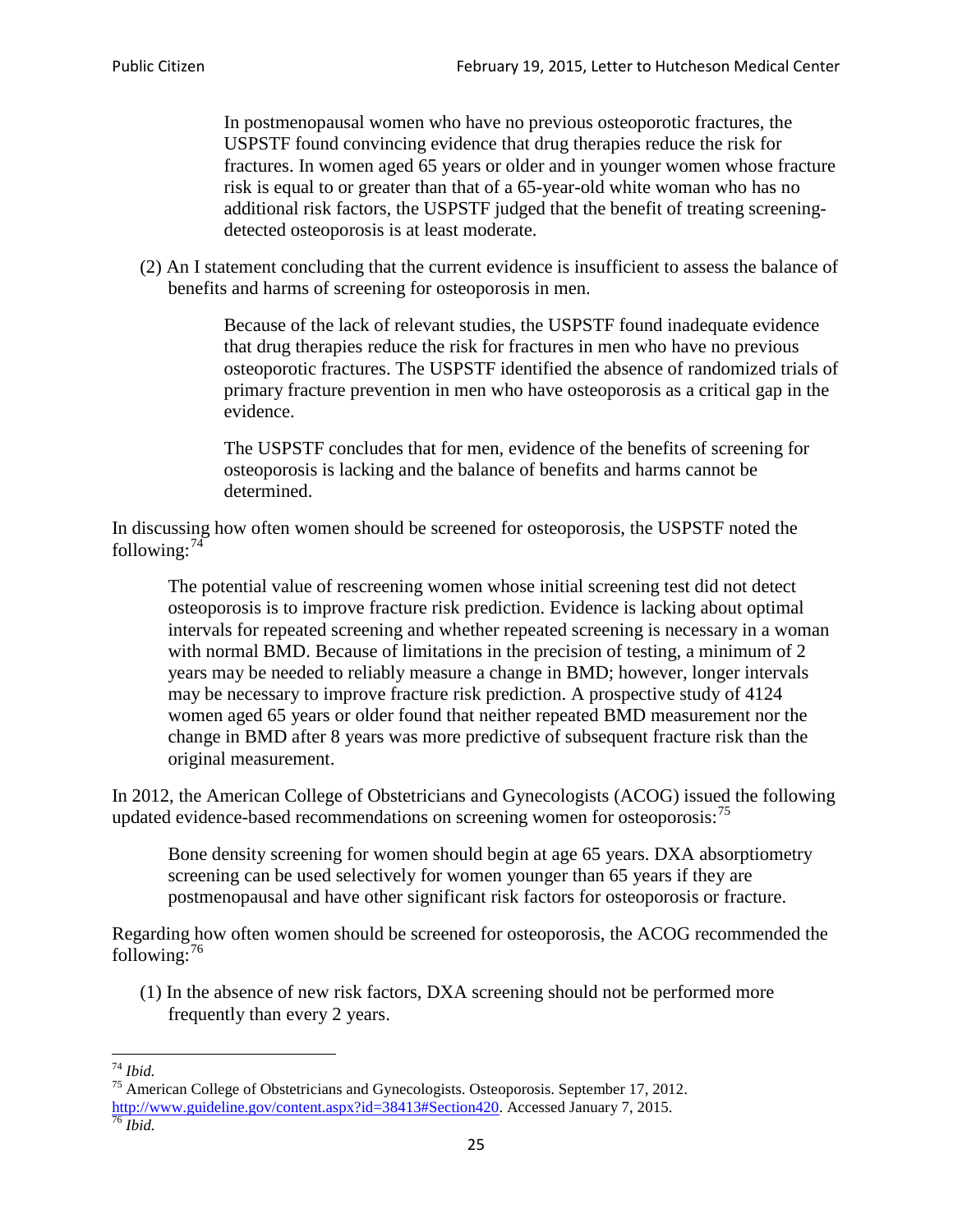> In postmenopausal women who have no previous osteoporotic fractures, the USPSTF found convincing evidence that drug therapies reduce the risk for fractures. In women aged 65 years or older and in younger women whose fracture risk is equal to or greater than that of a 65-year-old white woman who has no additional risk factors, the USPSTF judged that the benefit of treating screening-detected osteoporosis is at least moderate.

(2) An I statement concluding that the current evidence is insufficient to assess the balance of benefits and harms of screening for osteoporosis in men.

> Because of the lack of relevant studies, the USPSTF found inadequate evidence that drug therapies reduce the risk for fractures in men who have no previous osteoporotic fractures. The USPSTF identified the absence of randomized trials of primary fracture prevention in men who have osteoporosis as a critical gap in the evidence.
>
> The USPSTF concludes that for men, evidence of the benefits of screening for osteoporosis is lacking and the balance of benefits and harms cannot be determined.

In discussing how often women should be screened for osteoporosis, the USPSTF noted the following:[74]

> The potential value of rescreening women whose initial screening test did not detect osteoporosis is to improve fracture risk prediction. Evidence is lacking about optimal intervals for repeated screening and whether repeated screening is necessary in a woman with normal BMD. Because of limitations in the precision of testing, a minimum of 2 years may be needed to reliably measure a change in BMD; however, longer intervals may be necessary to improve fracture risk prediction. A prospective study of 4124 women aged 65 years or older found that neither repeated BMD measurement nor the change in BMD after 8 years was more predictive of subsequent fracture risk than the original measurement.

In 2012, the American College of Obstetricians and Gynecologists (ACOG) issued the following updated evidence-based recommendations on screening women for osteoporosis:[75]

> Bone density screening for women should begin at age 65 years. DXA absorptiometry screening can be used selectively for women younger than 65 years if they are postmenopausal and have other significant risk factors for osteoporosis or fracture.

Regarding how often women should be screened for osteoporosis, the ACOG recommended the following:[76]

(1) In the absence of new risk factors, DXA screening should not be performed more frequently than every 2 years.

---

[74] *Ibid.*

[75] American College of Obstetricians and Gynecologists. Osteoporosis. September 17, 2012. http://www.guideline.gov/content.aspx?id=38413#Section420. Accessed January 7, 2015.

[76] *Ibid.*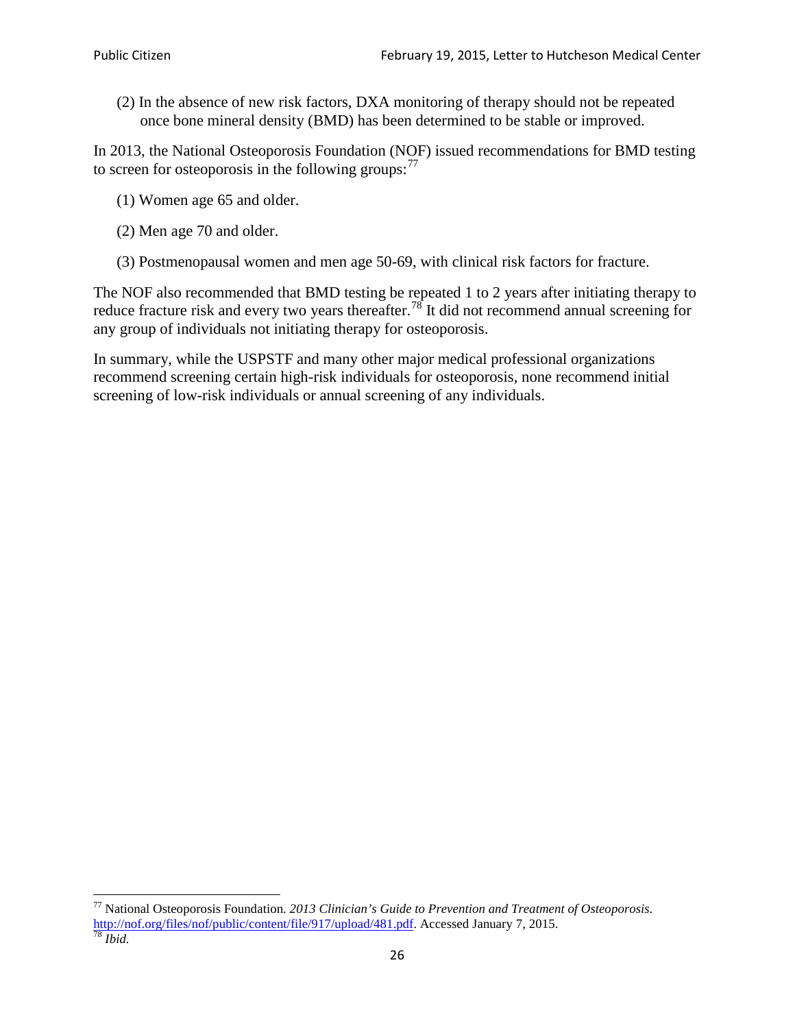(2) In the absence of new risk factors, DXA monitoring of therapy should not be repeated once bone mineral density (BMD) has been determined to be stable or improved.

In 2013, the National Osteoporosis Foundation (NOF) issued recommendations for BMD testing to screen for osteoporosis in the following groups:[77]

(1) Women age 65 and older.

(2) Men age 70 and older.

(3) Postmenopausal women and men age 50-69, with clinical risk factors for fracture.

The NOF also recommended that BMD testing be repeated 1 to 2 years after initiating therapy to reduce fracture risk and every two years thereafter.[78] It did not recommend annual screening for any group of individuals not initiating therapy for osteoporosis.

In summary, while the USPSTF and many other major medical professional organizations recommend screening certain high-risk individuals for osteoporosis, none recommend initial screening of low-risk individuals or annual screening of any individuals.

---

[77] National Osteoporosis Foundation. *2013 Clinician's Guide to Prevention and Treatment of Osteoporosis*. http://nof.org/files/nof/public/content/file/917/upload/481.pdf. Accessed January 7, 2015.

[78] *Ibid.*